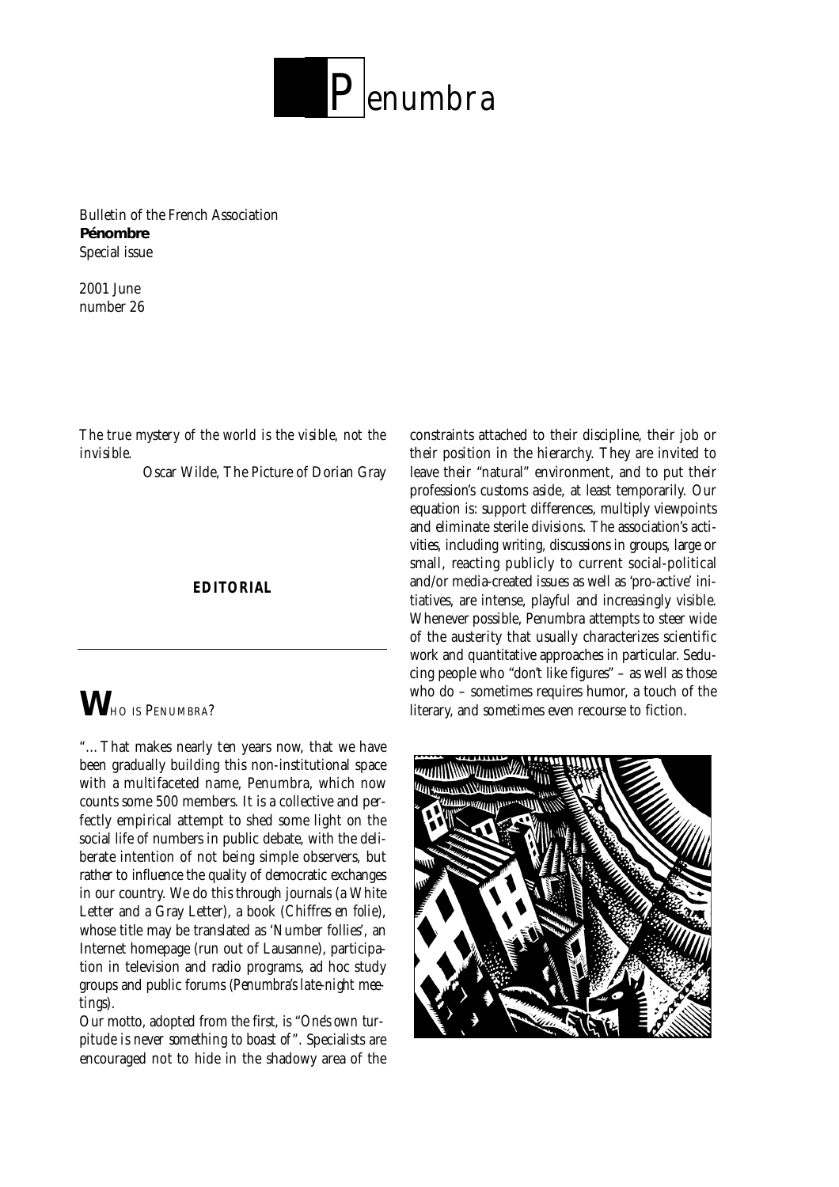# Penumbra

Bulletin of the French Association
**Pénombre**
Special issue

2001 June
number 26

*The true mystery of the world is the visible, not the invisible.*

Oscar Wilde, The Picture of Dorian Gray

**EDITORIAL**

## WHO IS PENUMBRA?

"...That makes nearly ten years now, that we have been gradually building this non-institutional space with a multifaceted name, Penumbra, which now counts some 500 members. It is a collective and perfectly empirical attempt to shed some light on the social life of numbers in public debate, with the deliberate intention of not being simple observers, but rather to influence the quality of democratic exchanges in our country. We do this through journals (a White Letter and a Gray Letter), a book (*Chiffres en folie*), whose title may be translated as 'Number follies', an Internet homepage (run out of Lausanne), participation in television and radio programs, ad hoc study groups and public forums (*Penumbra's late-night meetings*).

Our motto, adopted from the first, is "*One's own turpitude is never something to boast of*". Specialists are encouraged not to hide in the shadowy area of the constraints attached to their discipline, their job or their position in the hierarchy. They are invited to leave their "natural" environment, and to put their profession's customs aside, at least temporarily. Our equation is: support differences, multiply viewpoints and eliminate sterile divisions. The association's activities, including writing, discussions in groups, large or small, reacting publicly to current social-political and/or media-created issues as well as 'pro-active' initiatives, are intense, playful and increasingly visible. Whenever possible, Penumbra attempts to steer wide of the austerity that usually characterizes scientific work and quantitative approaches in particular. Seducing people who "don't like figures" – as well as those who do – sometimes requires humor, a touch of the literary, and sometimes even recourse to fiction.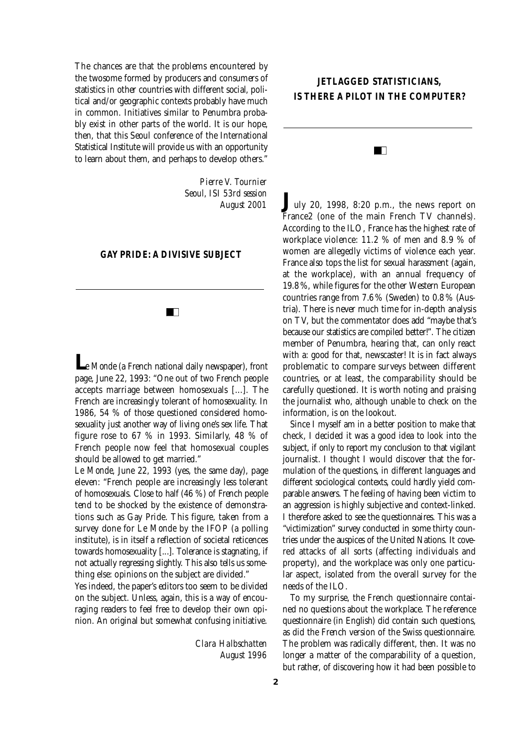The chances are that the problems encountered by the twosome formed by producers and consumers of statistics in other countries with different social, political and/or geographic contexts probably have much in common. Initiatives similar to Penumbra probably exist in other parts of the world. It is our hope, then, that this Seoul conference of the International Statistical Institute will provide us with an opportunity to learn about them, and perhaps to develop others."

*Pierre V. Tournier*
*Seoul, ISI 53rd session*
*August 2001*

## GAY PRIDE: A DIVISIVE SUBJECT

*Le Monde* (a French national daily newspaper), front page, June 22, 1993: "One out of two French people accepts marriage between homosexuals [...]. The French are increasingly tolerant of homosexuality. In 1986, 54 % of those questioned considered homosexuality just another way of living one's sex life. That figure rose to 67 % in 1993. Similarly, 48 % of French people now feel that homosexual couples should be allowed to get married."

*Le Monde*, June 22, 1993 (yes, the same day), page eleven: "French people are increasingly less tolerant of homosexuals. Close to half (46 %) of French people tend to be shocked by the existence of demonstrations such as Gay Pride. This figure, taken from a survey done for *Le Monde* by the IFOP (a polling institute), is in itself a reflection of societal reticences towards homosexuality [...]. Tolerance is stagnating, if not actually regressing slightly. This also tells us something else: opinions on the subject are divided."

Yes indeed, the paper's editors too seem to be divided on the subject. Unless, again, this is a way of encouraging readers to feel free to develop their own opinion. An original but somewhat confusing initiative.

*Clara Halbschatten*
*August 1996*

## JETLAGGED STATISTICIANS, IS THERE A PILOT IN THE COMPUTER?

July 20, 1998, 8:20 p.m., the news report on France2 (one of the main French TV channels). According to the ILO, France has the highest rate of workplace violence: 11.2 % of men and 8.9 % of women are allegedly victims of violence each year. France also tops the list for sexual harassment (again, at the workplace), with an annual frequency of 19.8%, while figures for the other Western European countries range from 7.6% (Sweden) to 0.8% (Austria). There is never much time for in-depth analysis on TV, but the commentator does add "maybe that's because our statistics are compiled better!". The citizen member of Penumbra, hearing that, can only react with a: good for that, newscaster! It is in fact always problematic to compare surveys between different countries, or at least, the comparability should be carefully questioned. It is worth noting and praising the journalist who, although unable to check on the information, is on the lookout.

Since I myself am in a better position to make that check, I decided it was a good idea to look into the subject, if only to report my conclusion to that vigilant journalist. I thought I would discover that the formulation of the questions, in different languages and different sociological contexts, could hardly yield comparable answers. The feeling of having been victim to an aggression is highly subjective and context-linked. I therefore asked to see the questionnaires. This was a "victimization" survey conducted in some thirty countries under the auspices of the United Nations. It covered attacks of all sorts (affecting individuals and property), and the workplace was only one particular aspect, isolated from the overall survey for the needs of the ILO.

To my surprise, the French questionnaire contained no questions about the workplace. The reference questionnaire (in English) did contain such questions, as did the French version of the Swiss questionnaire. The problem was radically different, then. It was no longer a matter of the comparability of a question, but rather, of discovering how it had been possible to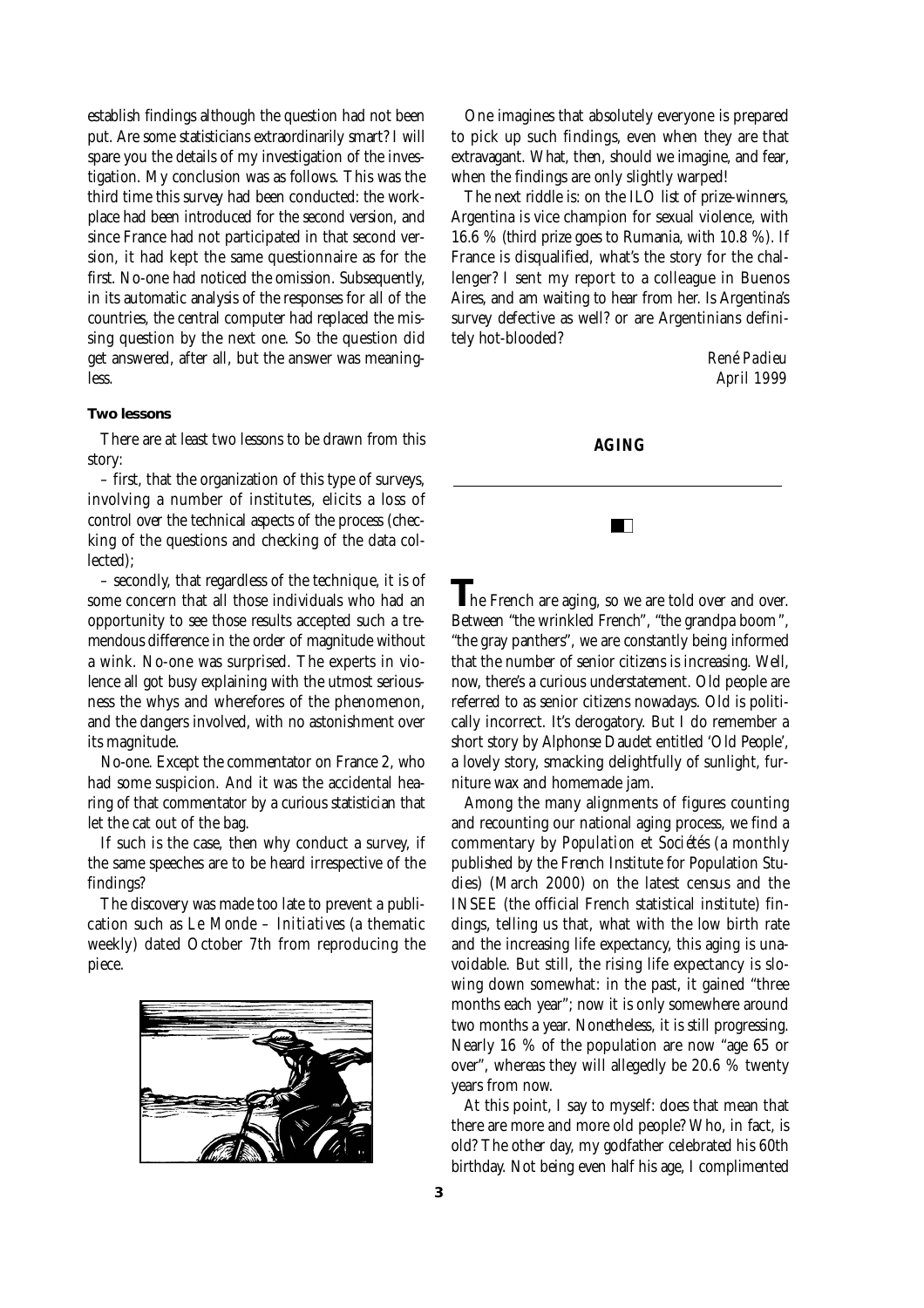establish findings although the question had not been put. Are some statisticians extraordinarily smart? I will spare you the details of my investigation of the investigation. My conclusion was as follows. This was the third time this survey had been conducted: the workplace had been introduced for the second version, and since France had not participated in that second version, it had kept the same questionnaire as for the first. No-one had noticed the omission. Subsequently, in its automatic analysis of the responses for all of the countries, the central computer had replaced the missing question by the next one. So the question did get answered, after all, but the answer was meaningless.

**Two lessons**

There are at least two lessons to be drawn from this story:

– first, that the organization of this type of surveys, involving a number of institutes, elicits a loss of control over the technical aspects of the process (checking of the questions and checking of the data collected);

– secondly, that regardless of the technique, it is of some concern that all those individuals who had an opportunity to see those results accepted such a tremendous difference in the order of magnitude without a wink. No-one was surprised. The experts in violence all got busy explaining with the utmost seriousness the whys and wherefores of the phenomenon, and the dangers involved, with no astonishment over its magnitude.

No-one. Except the commentator on France 2, who had some suspicion. And it was the accidental hearing of that commentator by a curious statistician that let the cat out of the bag.

If such is the case, then why conduct a survey, if the same speeches are to be heard irrespective of the findings?

The discovery was made too late to prevent a publication such as *Le Monde – Initiatives* (a thematic weekly) dated October 7th from reproducing the piece.

One imagines that absolutely everyone is prepared to pick up such findings, even when they are that extravagant. What, then, should we imagine, and fear, when the findings are only slightly warped!

The next riddle is: on the ILO list of prize-winners, Argentina is vice champion for sexual violence, with 16.6 % (third prize goes to Rumania, with 10.8 %). If France is disqualified, what's the story for the challenger? I sent my report to a colleague in Buenos Aires, and am waiting to hear from her. Is Argentina's survey defective as well? or are Argentinians definitely hot-blooded?

*René Padieu*
*April 1999*

## AGING

The French are aging, so we are told over and over. Between "the wrinkled French", "the grandpa boom", "the gray panthers", we are constantly being informed that the number of senior citizens is increasing. Well, now, there's a curious understatement. Old people are referred to as senior citizens nowadays. Old is politically incorrect. It's derogatory. But I do remember a short story by Alphonse Daudet entitled 'Old People', a lovely story, smacking delightfully of sunlight, furniture wax and homemade jam.

Among the many alignments of figures counting and recounting our national aging process, we find a commentary by *Population et Sociétés* (a monthly published by the French Institute for Population Studies) (March 2000) on the latest census and the INSEE (the official French statistical institute) findings, telling us that, what with the low birth rate and the increasing life expectancy, this aging is unavoidable. But still, the rising life expectancy is slowing down somewhat: in the past, it gained "three months each year"; now it is only somewhere around two months a year. Nonetheless, it is still progressing. Nearly 16 % of the population are now "age 65 or over", whereas they will allegedly be 20.6 % twenty years from now.

At this point, I say to myself: does that mean that there are more and more old people? Who, in fact, is old? The other day, my godfather celebrated his 60th birthday. Not being even half his age, I complimented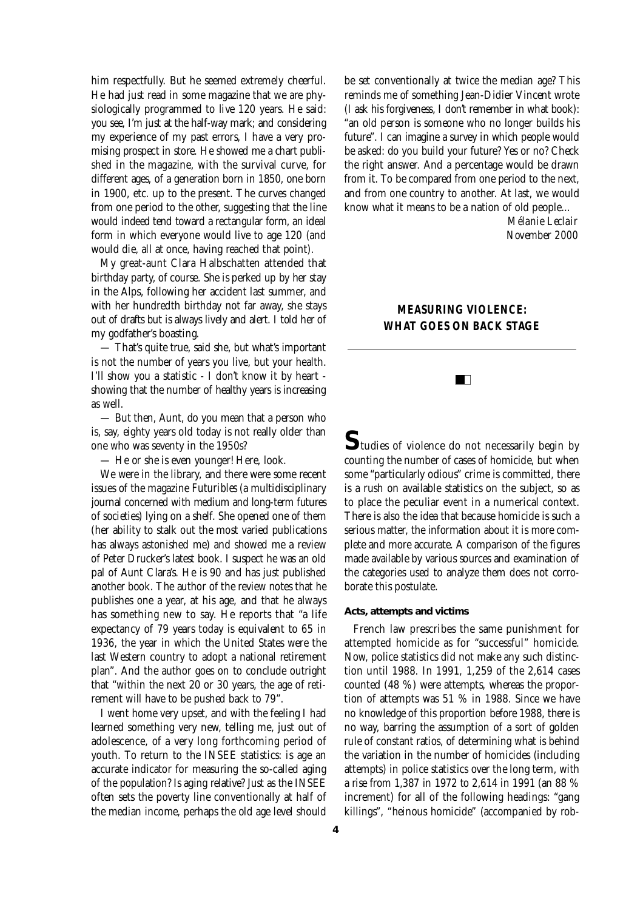him respectfully. But he seemed extremely cheerful. He had just read in some magazine that we are physiologically programmed to live 120 years. He said: you see, I'm just at the half-way mark; and considering my experience of my past errors, I have a very promising prospect in store. He showed me a chart published in the magazine, with the survival curve, for different ages, of a generation born in 1850, one born in 1900, etc. up to the present. The curves changed from one period to the other, suggesting that the line would indeed tend toward a rectangular form, an ideal form in which everyone would live to age 120 (and would die, all at once, having reached that point).

My great-aunt Clara Halbschatten attended that birthday party, of course. She is perked up by her stay in the Alps, following her accident last summer, and with her hundredth birthday not far away, she stays out of drafts but is always lively and alert. I told her of my godfather's boasting.

— That's quite true, said she, but what's important is not the number of years you live, but your health. I'll show you a statistic - I don't know it by heart - showing that the number of healthy years is increasing as well.

— But then, Aunt, do you mean that a person who is, say, eighty years old today is not really older than one who was seventy in the 1950s?

— He or she is even younger! Here, look.

We were in the library, and there were some recent issues of the magazine *Futuribles* (a multidisciplinary journal concerned with medium and long-term futures of societies) lying on a shelf. She opened one of them (her ability to stalk out the most varied publications has always astonished me) and showed me a review of Peter Drucker's latest book. I suspect he was an old pal of Aunt Clara's. He is 90 and has just published another book. The author of the review notes that he publishes one a year, at his age, and that he always has something new to say. He reports that "a life expectancy of 79 years today is equivalent to 65 in 1936, the year in which the United States were the last Western country to adopt a national retirement plan". And the author goes on to conclude outright that "within the next 20 or 30 years, the age of retirement will have to be pushed back to 79".

I went home very upset, and with the feeling I had learned something very new, telling me, just out of adolescence, of a very long forthcoming period of youth. To return to the INSEE statistics: is age an accurate indicator for measuring the so-called aging of the population? Is aging relative? Just as the INSEE often sets the poverty line conventionally at half of the median income, perhaps the old age level should be set conventionally at twice the median age? This reminds me of something Jean-Didier Vincent wrote (I ask his forgiveness, I don't remember in what book): "an old person is someone who no longer builds his future". I can imagine a survey in which people would be asked: do you build your future? Yes or no? Check the right answer. And a percentage would be drawn from it. To be compared from one period to the next, and from one country to another. At last, we would know what it means to be a nation of old people...

*Mélanie Leclair*
*November 2000*

## MEASURING VIOLENCE: WHAT GOES ON BACK STAGE

Studies of violence do not necessarily begin by counting the number of cases of homicide, but when some "particularly odious" crime is committed, there is a rush on available statistics on the subject, so as to place the peculiar event in a numerical context. There is also the idea that because homicide is such a serious matter, the information about it is more complete and more accurate. A comparison of the figures made available by various sources and examination of the categories used to analyze them does not corroborate this postulate.

**Acts, attempts and victims**

French law prescribes the same punishment for attempted homicide as for "successful" homicide. Now, police statistics did not make any such distinction until 1988. In 1991, 1,259 of the 2,614 cases counted (48 %) were attempts, whereas the proportion of attempts was 51 % in 1988. Since we have no knowledge of this proportion before 1988, there is no way, barring the assumption of a sort of golden rule of constant ratios, of determining what is behind the variation in the number of homicides (including attempts) in police statistics over the long term, with a rise from 1,387 in 1972 to 2,614 in 1991 (an 88 % increment) for all of the following headings: "gang killings", "heinous homicide" (accompanied by rob-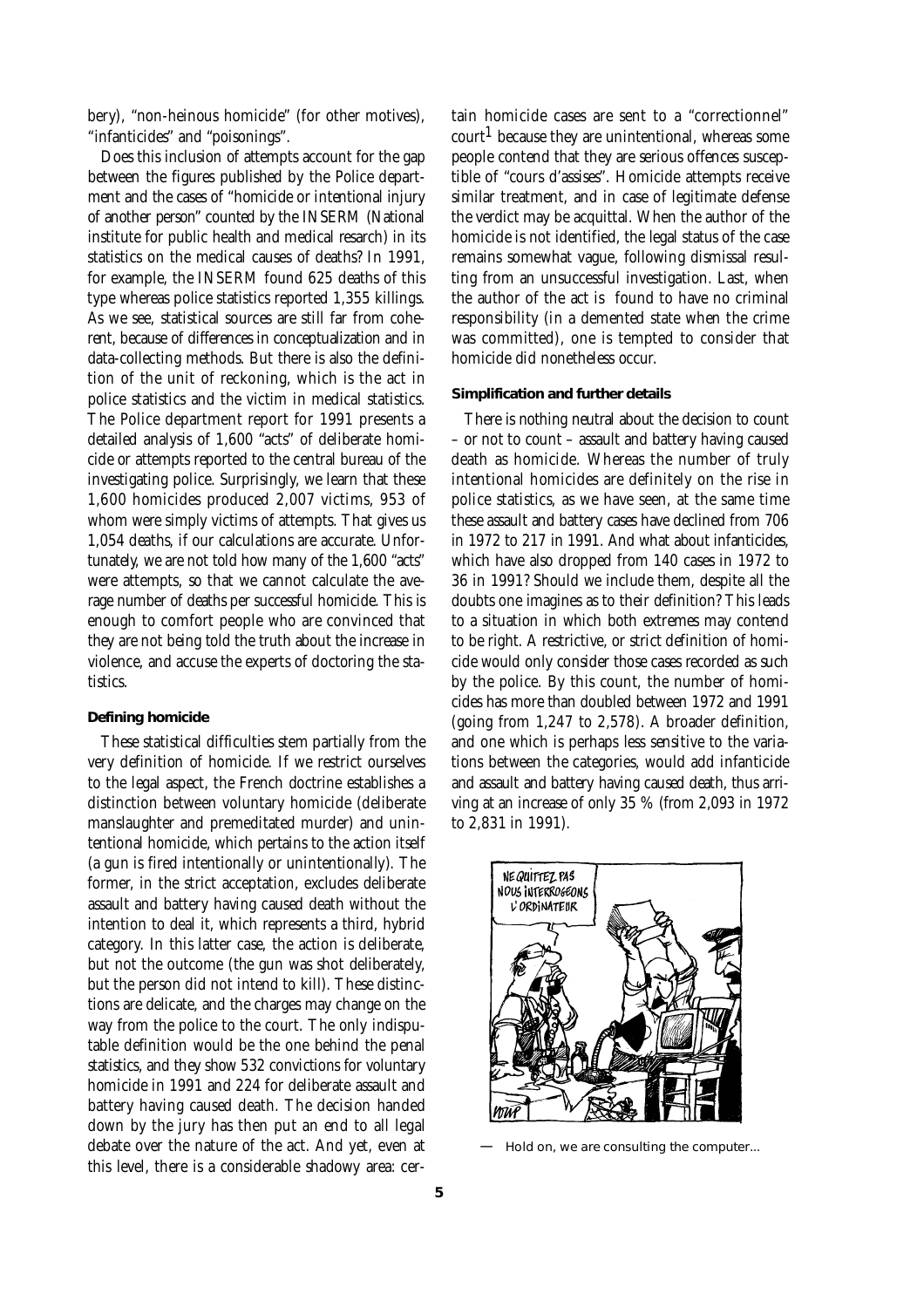bery), "non-heinous homicide" (for other motives), "infanticides" and "poisonings".

Does this inclusion of attempts account for the gap between the figures published by the Police department and the cases of "homicide or intentional injury of another person" counted by the INSERM (National institute for public health and medical resarch) in its statistics on the medical causes of deaths? In 1991, for example, the INSERM found 625 deaths of this type whereas police statistics reported 1,355 killings. As we see, statistical sources are still far from coherent, because of differences in conceptualization and in data-collecting methods. But there is also the definition of the unit of reckoning, which is the act in police statistics and the victim in medical statistics. The Police department report for 1991 presents a detailed analysis of 1,600 "acts" of deliberate homicide or attempts reported to the central bureau of the investigating police. Surprisingly, we learn that these 1,600 homicides produced 2,007 victims, 953 of whom were simply victims of attempts. That gives us 1,054 deaths, if our calculations are accurate. Unfortunately, we are not told how many of the 1,600 "acts" were attempts, so that we cannot calculate the average number of deaths per successful homicide. This is enough to comfort people who are convinced that they are not being told the truth about the increase in violence, and accuse the experts of doctoring the statistics.

#### Defining homicide

These statistical difficulties stem partially from the very definition of homicide. If we restrict ourselves to the legal aspect, the French doctrine establishes a distinction between voluntary homicide (deliberate manslaughter and premeditated murder) and unintentional homicide, which pertains to the action itself (a gun is fired intentionally or unintentionally). The former, in the strict acceptation, excludes deliberate assault and battery having caused death without the intention to deal it, which represents a third, hybrid category. In this latter case, the action is deliberate, but not the outcome (the gun was shot deliberately, but the person did not intend to kill). These distinctions are delicate, and the charges may change on the way from the police to the court. The only indisputable definition would be the one behind the penal statistics, and they show 532 convictions for voluntary homicide in 1991 and 224 for deliberate assault and battery having caused death. The decision handed down by the jury has then put an end to all legal debate over the nature of the act. And yet, even at this level, there is a considerable shadowy area: certain homicide cases are sent to a "correctionnel" court[1] because they are unintentional, whereas some people contend that they are serious offences susceptible of "cours d'assises". Homicide attempts receive similar treatment, and in case of legitimate defense the verdict may be acquittal. When the author of the homicide is not identified, the legal status of the case remains somewhat vague, following dismissal resulting from an unsuccessful investigation. Last, when the author of the act is found to have no criminal responsibility (in a demented state when the crime was committed), one is tempted to consider that homicide did nonetheless occur.

#### Simplification and further details

There is nothing neutral about the decision to count – or not to count – assault and battery having caused death as homicide. Whereas the number of truly intentional homicides are definitely on the rise in police statistics, as we have seen, at the same time these assault and battery cases have declined from 706 in 1972 to 217 in 1991. And what about infanticides, which have also dropped from 140 cases in 1972 to 36 in 1991? Should we include them, despite all the doubts one imagines as to their definition? This leads to a situation in which both extremes may contend to be right. A restrictive, or strict definition of homicide would only consider those cases recorded as such by the police. By this count, the number of homicides has more than doubled between 1972 and 1991 (going from 1,247 to 2,578). A broader definition, and one which is perhaps less sensitive to the variations between the categories, would add infanticide and assault and battery having caused death, thus arriving at an increase of only 35 % (from 2,093 in 1972 to 2,831 in 1991).

— Hold on, we are consulting the computer...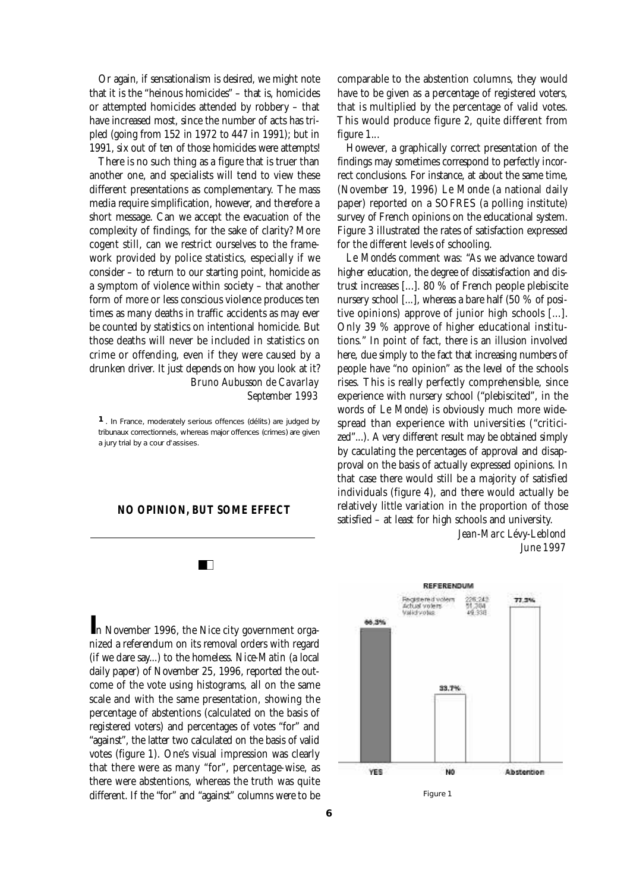Or again, if sensationalism is desired, we might note that it is the "heinous homicides" – that is, homicides or attempted homicides attended by robbery – that have increased most, since the number of acts has tripled (going from 152 in 1972 to 447 in 1991); but in 1991, six out of ten of those homicides were attempts!

There is no such thing as a figure that is truer than another one, and specialists will tend to view these different presentations as complementary. The mass media require simplification, however, and therefore a short message. Can we accept the evacuation of the complexity of findings, for the sake of clarity? More cogent still, can we restrict ourselves to the framework provided by police statistics, especially if we consider – to return to our starting point, homicide as a symptom of violence within society – that another form of more or less conscious violence produces ten times as many deaths in traffic accidents as may ever be counted by statistics on intentional homicide. But those deaths will never be included in statistics on crime or offending, even if they were caused by a drunken driver. It just depends on how you look at it?

*Bruno Aubusson de Cavarlay*
*September 1993*

[1]. In France, moderately serious offences (délits) are judged by tribunaux correctionnels, whereas major offences (crimes) are given a jury trial by a cour d'assises.

## NO OPINION, BUT SOME EFFECT

In November 1996, the Nice city government organized a referendum on its removal orders with regard (if we dare say...) to the homeless. *Nice-Matin* (a local daily paper) of November 25, 1996, reported the outcome of the vote using histograms, all on the same scale and with the same presentation, showing the percentage of abstentions (calculated on the basis of registered voters) and percentages of votes "for" and "against", the latter two calculated on the basis of valid votes (figure 1). One's visual impression was clearly that there were as many "for", percentage-wise, as there were abstentions, whereas the truth was quite different. If the "for" and "against" columns were to be comparable to the abstention columns, they would have to be given as a percentage of registered voters, that is multiplied by the percentage of valid votes. This would produce figure 2, quite different from figure 1...

However, a graphically correct presentation of the findings may sometimes correspond to perfectly incorrect conclusions. For instance, at about the same time, (November 19, 1996) *Le Monde* (a national daily paper) reported on a SOFRES (a polling institute) survey of French opinions on the educational system. Figure 3 illustrated the rates of satisfaction expressed for the different levels of schooling.

*Le Monde*'s comment was: "As we advance toward higher education, the degree of dissatisfaction and distrust increases [...]. 80 % of French people plebiscite nursery school [...], whereas a bare half (50 % of positive opinions) approve of junior high schools [...]. Only 39 % approve of higher educational institutions." In point of fact, there is an illusion involved here, due simply to the fact that increasing numbers of people have "no opinion" as the level of the schools rises. This is really perfectly comprehensible, since experience with nursery school ("plebiscited", in the words of *Le Monde*) is obviously much more widespread than experience with universities ("criticized"...). A very different result may be obtained simply by caculating the percentages of approval and disapproval on the basis of actually expressed opinions. In that case there would still be a majority of satisfied individuals (figure 4), and there would actually be relatively little variation in the proportion of those satisfied – at least for high schools and university.

*Jean-Marc Lévy-Leblond*
*June 1997*

REFERENDUM

| | |
|---|---|
| Registered voters | 226,242 |
| Actual voters | 51,364 |
| Valid votes | 49,338 |

| YES | NO | Abstention |
|---|---|---|
| 66.3% | 33.7% | 77.3% |

Figure 1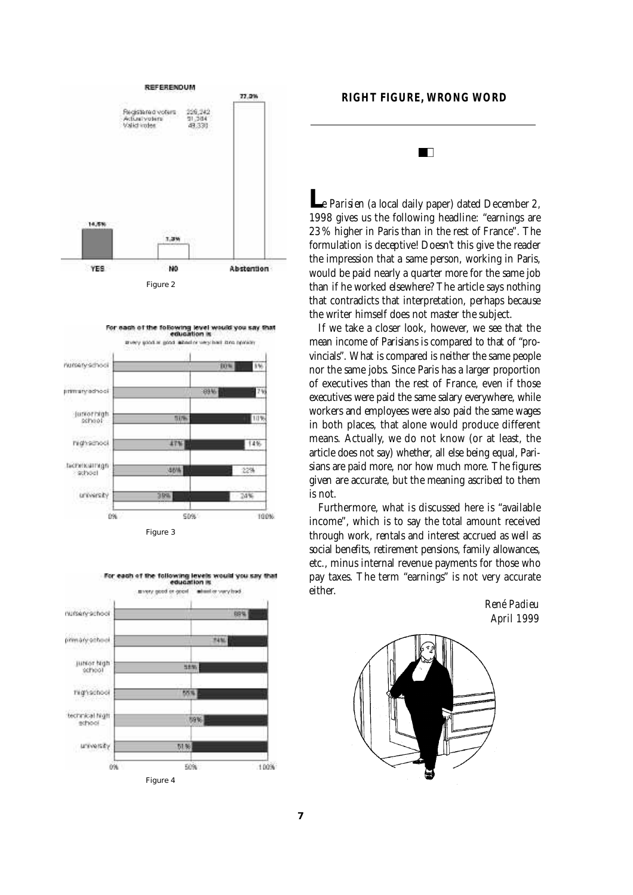Figure 2

Figure 3

Figure 4

## RIGHT FIGURE, WRONG WORD

**L**e *Parisien* (a local daily paper) dated December 2, 1998 gives us the following headline: "earnings are 23 % higher in Paris than in the rest of France". The formulation is deceptive! Doesn't this give the reader the impression that a same person, working in Paris, would be paid nearly a quarter more for the same job than if he worked elsewhere? The article says nothing that contradicts that interpretation, perhaps because the writer himself does not master the subject.

If we take a closer look, however, we see that the mean income of Parisians is compared to that of "provincials". What is compared is neither the same people nor the same jobs. Since Paris has a larger proportion of executives than the rest of France, even if those executives were paid the same salary everywhere, while workers and employees were also paid the same wages in both places, that alone would produce different means. Actually, we do not know (or at least, the article does not say) whether, all else being equal, Parisians are paid more, nor how much more. The figures given are accurate, but the meaning ascribed to them is not.

Furthermore, what is discussed here is "available income", which is to say the total amount received through work, rentals and interest accrued as well as social benefits, retirement pensions, family allowances, etc., minus internal revenue payments for those who pay taxes. The term "earnings" is not very accurate either.

*René Padieu*
*April 1999*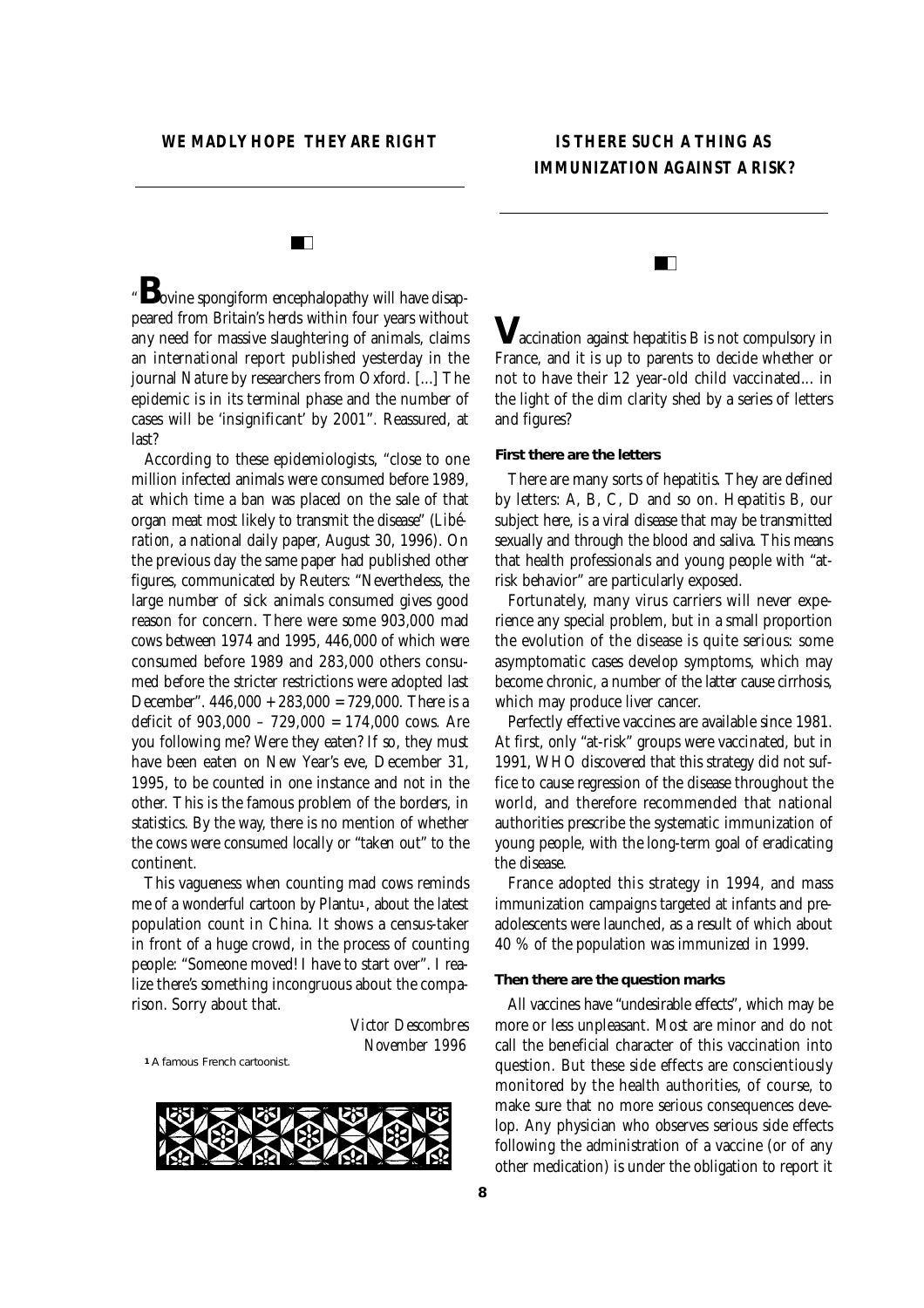## WE MADLY HOPE THEY ARE RIGHT

"**B**ovine spongiform encephalopathy will have disappeared from Britain's herds within four years without any need for massive slaughtering of animals, claims an international report published yesterday in the journal *Nature* by researchers from Oxford. [...] The epidemic is in its terminal phase and the number of cases will be 'insignificant' by 2001". Reassured, at last?

According to these epidemiologists, "close to one million infected animals were consumed before 1989, at which time a ban was placed on the sale of that organ meat most likely to transmit the disease" (*Libération*, a national daily paper, August 30, 1996). On the previous day the same paper had published other figures, communicated by Reuters: "Nevertheless, the large number of sick animals consumed gives good reason for concern. There were some 903,000 mad cows between 1974 and 1995, 446,000 of which were consumed before 1989 and 283,000 others consumed before the stricter restrictions were adopted last December". 446,000 + 283,000 = 729,000. There is a deficit of 903,000 – 729,000 = 174,000 cows. Are you following me? Were they eaten? If so, they must have been eaten on New Year's eve, December 31, 1995, to be counted in one instance and not in the other. This is the famous problem of the borders, in statistics. By the way, there is no mention of whether the cows were consumed locally or "taken out" to the continent.

This vagueness when counting mad cows reminds me of a wonderful cartoon by Plantu[1], about the latest population count in China. It shows a census-taker in front of a huge crowd, in the process of counting people: "Someone moved! I have to start over". I realize there's something incongruous about the comparison. Sorry about that.

*Victor Descombres*
*November 1996*

[1] A famous French cartoonist.

## IS THERE SUCH A THING AS IMMUNIZATION AGAINST A RISK?

**V**accination against hepatitis B is not compulsory in France, and it is up to parents to decide whether or not to have their 12 year-old child vaccinated... in the light of the dim clarity shed by a series of letters and figures?

### First there are the letters

There are many sorts of hepatitis. They are defined by letters: A, B, C, D and so on. Hepatitis B, our subject here, is a viral disease that may be transmitted sexually and through the blood and saliva. This means that health professionals and young people with "at-risk behavior" are particularly exposed.

Fortunately, many virus carriers will never experience any special problem, but in a small proportion the evolution of the disease is quite serious: some asymptomatic cases develop symptoms, which may become chronic, a number of the latter cause cirrhosis, which may produce liver cancer.

Perfectly effective vaccines are available since 1981. At first, only "at-risk" groups were vaccinated, but in 1991, WHO discovered that this strategy did not suffice to cause regression of the disease throughout the world, and therefore recommended that national authorities prescribe the systematic immunization of young people, with the long-term goal of eradicating the disease.

France adopted this strategy in 1994, and mass immunization campaigns targeted at infants and pre-adolescents were launched, as a result of which about 40 % of the population was immunized in 1999.

### Then there are the question marks

All vaccines have "undesirable effects", which may be more or less unpleasant. Most are minor and do not call the beneficial character of this vaccination into question. But these side effects are conscientiously monitored by the health authorities, of course, to make sure that no more serious consequences develop. Any physician who observes serious side effects following the administration of a vaccine (or of any other medication) is under the obligation to report it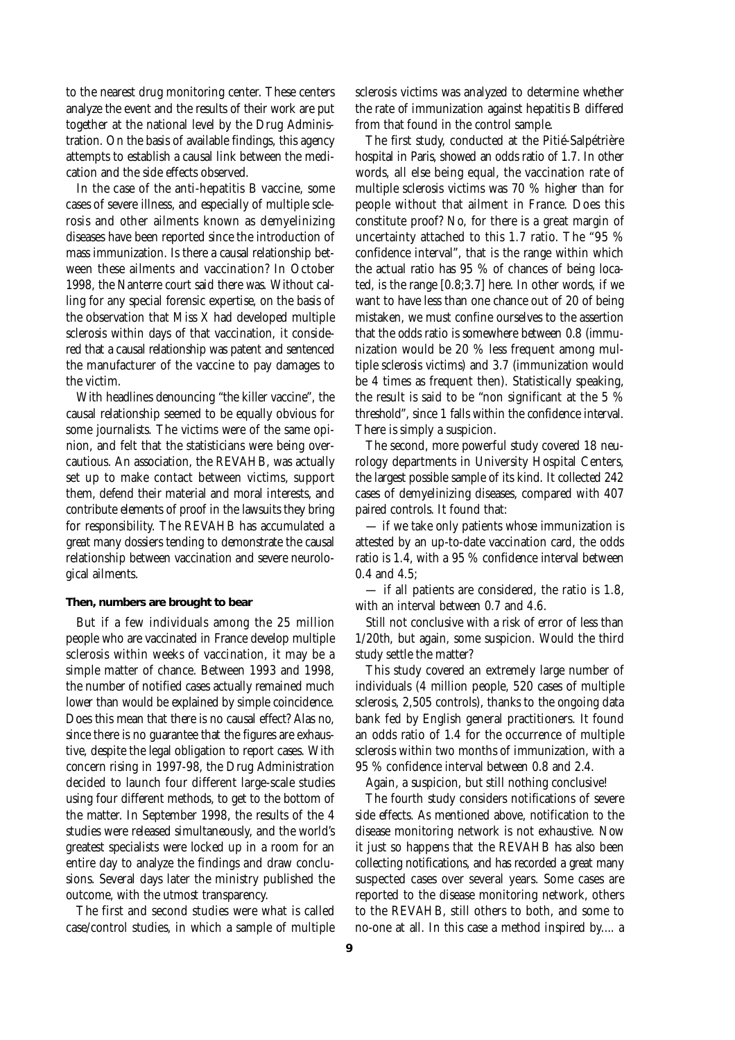to the nearest drug monitoring center. These centers analyze the event and the results of their work are put together at the national level by the Drug Administration. On the basis of available findings, this agency attempts to establish a causal link between the medication and the side effects observed.

In the case of the anti-hepatitis B vaccine, some cases of severe illness, and especially of multiple sclerosis and other ailments known as demyelinizing diseases have been reported since the introduction of mass immunization. Is there a causal relationship between these ailments and vaccination? In October 1998, the Nanterre court said there was. Without calling for any special forensic expertise, on the basis of the observation that Miss X had developed multiple sclerosis within days of that vaccination, it considered that a causal relationship was patent and sentenced the manufacturer of the vaccine to pay damages to the victim.

With headlines denouncing "the killer vaccine", the causal relationship seemed to be equally obvious for some journalists. The victims were of the same opinion, and felt that the statisticians were being overcautious. An association, the REVAHB, was actually set up to make contact between victims, support them, defend their material and moral interests, and contribute elements of proof in the lawsuits they bring for responsibility. The REVAHB has accumulated a great many dossiers tending to demonstrate the causal relationship between vaccination and severe neurological ailments.

**Then, numbers are brought to bear**

But if a few individuals among the 25 million people who are vaccinated in France develop multiple sclerosis within weeks of vaccination, it may be a simple matter of chance. Between 1993 and 1998, the number of notified cases actually remained much lower than would be explained by simple coincidence. Does this mean that there is no causal effect? Alas no, since there is no guarantee that the figures are exhaustive, despite the legal obligation to report cases. With concern rising in 1997-98, the Drug Administration decided to launch four different large-scale studies using four different methods, to get to the bottom of the matter. In September 1998, the results of the 4 studies were released simultaneously, and the world's greatest specialists were locked up in a room for an entire day to analyze the findings and draw conclusions. Several days later the ministry published the outcome, with the utmost transparency.

The first and second studies were what is called case/control studies, in which a sample of multiple sclerosis victims was analyzed to determine whether the rate of immunization against hepatitis B differed from that found in the control sample.

The first study, conducted at the Pitié-Salpétrière hospital in Paris, showed an odds ratio of 1.7. In other words, all else being equal, the vaccination rate of multiple sclerosis victims was 70 % higher than for people without that ailment in France. Does this constitute proof? No, for there is a great margin of uncertainty attached to this 1.7 ratio. The "95 % confidence interval", that is the range within which the actual ratio has 95 % of chances of being located, is the range [0.8;3.7] here. In other words, if we want to have less than one chance out of 20 of being mistaken, we must confine ourselves to the assertion that the odds ratio is somewhere between 0.8 (immunization would be 20 % less frequent among multiple sclerosis victims) and 3.7 (immunization would be 4 times as frequent then). Statistically speaking, the result is said to be "non significant at the 5 % threshold", since 1 falls within the confidence interval. There is simply a suspicion.

The second, more powerful study covered 18 neurology departments in University Hospital Centers, the largest possible sample of its kind. It collected 242 cases of demyelinizing diseases, compared with 407 paired controls. It found that:

— if we take only patients whose immunization is attested by an up-to-date vaccination card, the odds ratio is 1.4, with a 95 % confidence interval between 0.4 and 4.5;

— if all patients are considered, the ratio is 1.8, with an interval between 0.7 and 4.6.

Still not conclusive with a risk of error of less than 1/20th, but again, some suspicion. Would the third study settle the matter?

This study covered an extremely large number of individuals (4 million people, 520 cases of multiple sclerosis, 2,505 controls), thanks to the ongoing data bank fed by English general practitioners. It found an odds ratio of 1.4 for the occurrence of multiple sclerosis within two months of immunization, with a 95 % confidence interval between 0.8 and 2.4.

Again, a suspicion, but still nothing conclusive!

The fourth study considers notifications of severe side effects. As mentioned above, notification to the disease monitoring network is not exhaustive. Now it just so happens that the REVAHB has also been collecting notifications, and has recorded a great many suspected cases over several years. Some cases are reported to the disease monitoring network, others to the REVAHB, still others to both, and some to no-one at all. In this case a method inspired by.... a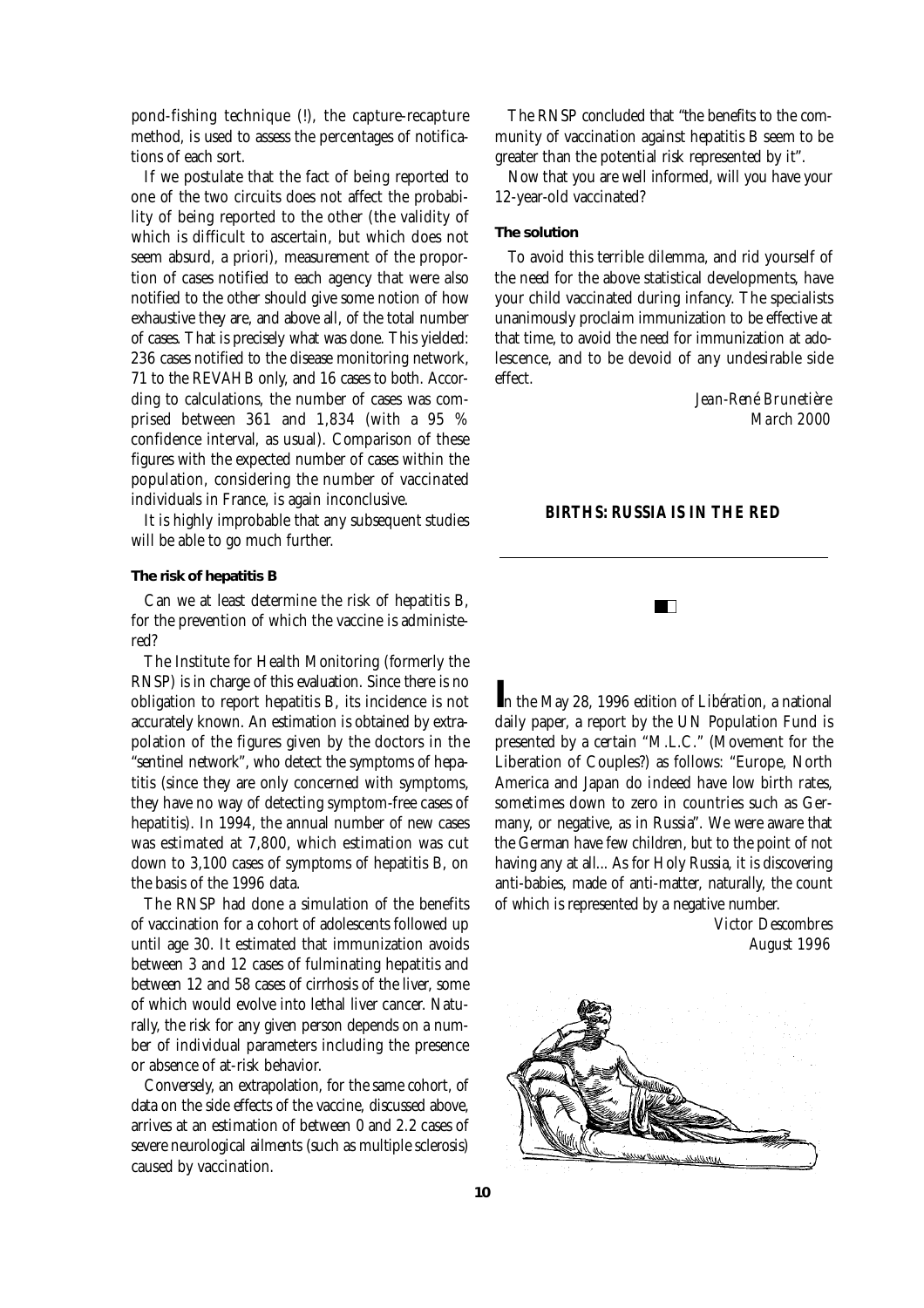pond-fishing technique (!), the capture-recapture method, is used to assess the percentages of notifications of each sort.

If we postulate that the fact of being reported to one of the two circuits does not affect the probability of being reported to the other (the validity of which is difficult to ascertain, but which does not seem absurd, a priori), measurement of the proportion of cases notified to each agency that were also notified to the other should give some notion of how exhaustive they are, and above all, of the total number of cases. That is precisely what was done. This yielded: 236 cases notified to the disease monitoring network, 71 to the REVAHB only, and 16 cases to both. According to calculations, the number of cases was comprised between 361 and 1,834 (with a 95 % confidence interval, as usual). Comparison of these figures with the expected number of cases within the population, considering the number of vaccinated individuals in France, is again inconclusive.

It is highly improbable that any subsequent studies will be able to go much further.

### The risk of hepatitis B

Can we at least determine the risk of hepatitis B, for the prevention of which the vaccine is administered?

The Institute for Health Monitoring (formerly the RNSP) is in charge of this evaluation. Since there is no obligation to report hepatitis B, its incidence is not accurately known. An estimation is obtained by extrapolation of the figures given by the doctors in the "sentinel network", who detect the symptoms of hepatitis (since they are only concerned with symptoms, they have no way of detecting symptom-free cases of hepatitis). In 1994, the annual number of new cases was estimated at 7,800, which estimation was cut down to 3,100 cases of symptoms of hepatitis B, on the basis of the 1996 data.

The RNSP had done a simulation of the benefits of vaccination for a cohort of adolescents followed up until age 30. It estimated that immunization avoids between 3 and 12 cases of fulminating hepatitis and between 12 and 58 cases of cirrhosis of the liver, some of which would evolve into lethal liver cancer. Naturally, the risk for any given person depends on a number of individual parameters including the presence or absence of at-risk behavior.

Conversely, an extrapolation, for the same cohort, of data on the side effects of the vaccine, discussed above, arrives at an estimation of between 0 and 2.2 cases of severe neurological ailments (such as multiple sclerosis) caused by vaccination.

The RNSP concluded that "the benefits to the community of vaccination against hepatitis B seem to be greater than the potential risk represented by it".

Now that you are well informed, will you have your 12-year-old vaccinated?

### The solution

To avoid this terrible dilemma, and rid yourself of the need for the above statistical developments, have your child vaccinated during infancy. The specialists unanimously proclaim immunization to be effective at that time, to avoid the need for immunization at adolescence, and to be devoid of any undesirable side effect.

*Jean-René Brunetière*
*March 2000*

## BIRTHS: RUSSIA IS IN THE RED

In the May 28, 1996 edition of *Libération*, a national daily paper, a report by the UN Population Fund is presented by a certain "M.L.C." (Movement for the Liberation of Couples?) as follows: "Europe, North America and Japan do indeed have low birth rates, sometimes down to zero in countries such as Germany, or negative, as in Russia". We were aware that the German have few children, but to the point of not having any at all... As for Holy Russia, it is discovering anti-babies, made of anti-matter, naturally, the count of which is represented by a negative number.

*Victor Descombres*
*August 1996*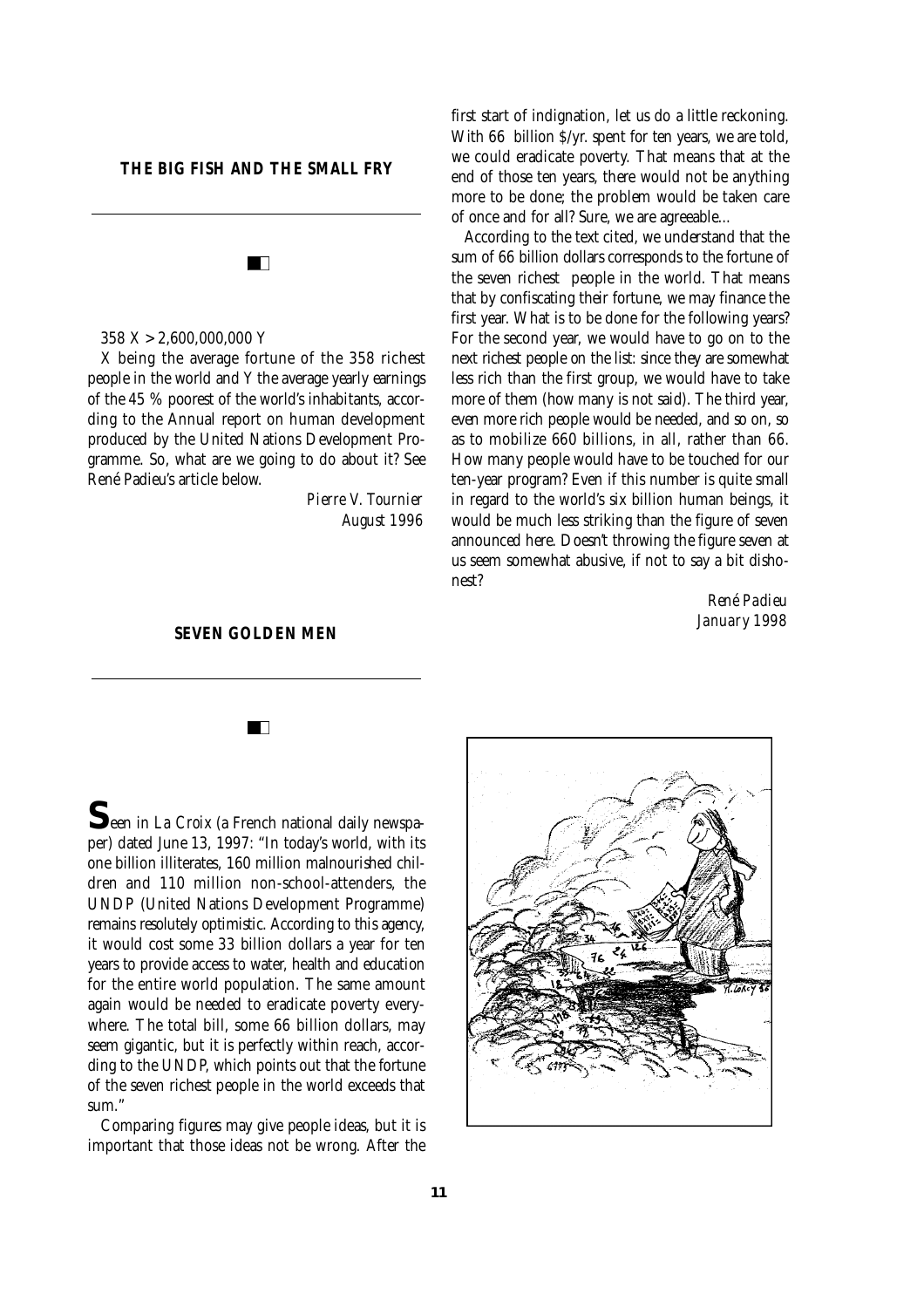## THE BIG FISH AND THE SMALL FRY

$358\ X > 2{,}600{,}000{,}000\ Y$

X being the average fortune of the 358 richest people in the world and Y the average yearly earnings of the 45 % poorest of the world's inhabitants, according to the Annual report on human development produced by the United Nations Development Programme. So, what are we going to do about it? See René Padieu's article below.

*Pierre V. Tournier*
*August 1996*

## SEVEN GOLDEN MEN

Seen in *La Croix* (a French national daily newspaper) dated June 13, 1997: "In today's world, with its one billion illiterates, 160 million malnourished children and 110 million non-school-attenders, the UNDP (United Nations Development Programme) remains resolutely optimistic. According to this agency, it would cost some 33 billion dollars a year for ten years to provide access to water, health and education for the entire world population. The same amount again would be needed to eradicate poverty everywhere. The total bill, some 66 billion dollars, may seem gigantic, but it is perfectly within reach, according to the UNDP, which points out that the fortune of the seven richest people in the world exceeds that sum."

Comparing figures may give people ideas, but it is important that those ideas not be wrong. After the first start of indignation, let us do a little reckoning. With 66 billion $/yr. spent for ten years, we are told, we could eradicate poverty. That means that at the end of those ten years, there would not be anything more to be done; the problem would be taken care of once and for all? Sure, we are agreeable...

According to the text cited, we understand that the sum of 66 billion dollars corresponds to the fortune of the seven richest people in the world. That means that by confiscating their fortune, we may finance the first year. What is to be done for the following years? For the second year, we would have to go on to the next richest people on the list: since they are somewhat less rich than the first group, we would have to take more of them (how many is not said). The third year, even more rich people would be needed, and so on, so as to mobilize 660 billions, in all, rather than 66. How many people would have to be touched for our ten-year program? Even if this number is quite small in regard to the world's six billion human beings, it would be much less striking than the figure of seven announced here. Doesn't throwing the figure seven at us seem somewhat abusive, if not to say a bit dishonest?

*René Padieu*
*January 1998*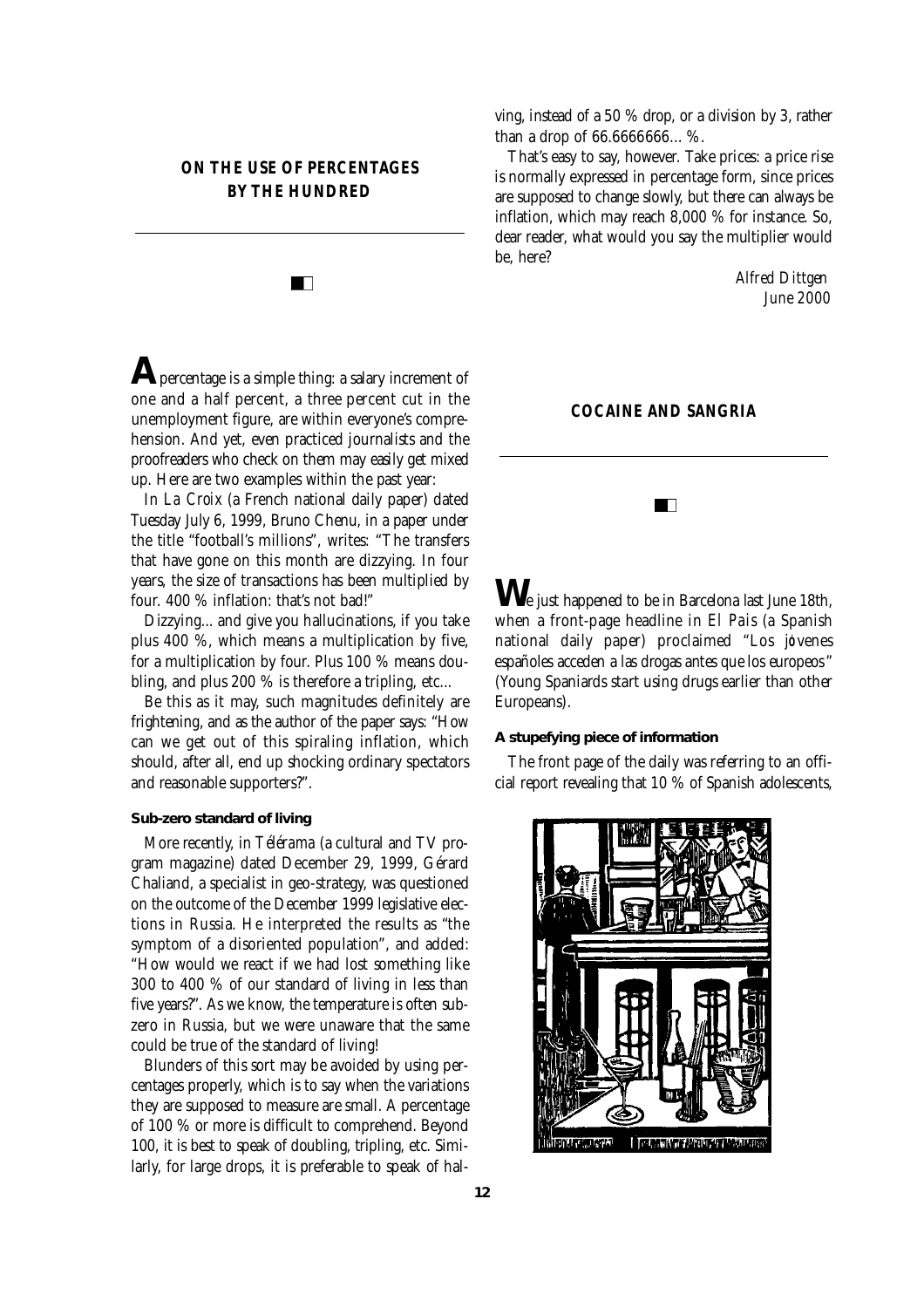## ON THE USE OF PERCENTAGES BY THE HUNDRED

A percentage is a simple thing: a salary increment of one and a half percent, a three percent cut in the unemployment figure, are within everyone's comprehension. And yet, even practiced journalists and the proofreaders who check on them may easily get mixed up. Here are two examples within the past year:

In *La Croix* (a French national daily paper) dated Tuesday July 6, 1999, Bruno Chenu, in a paper under the title "football's millions", writes: "The transfers that have gone on this month are dizzying. In four years, the size of transactions has been multiplied by four. 400 % inflation: that's not bad!"

Dizzying... and give you hallucinations, if you take plus 400 %, which means a multiplication by five, for a multiplication by four. Plus 100 % means doubling, and plus 200 % is therefore a tripling, etc...

Be this as it may, such magnitudes definitely are frightening, and as the author of the paper says: "How can we get out of this spiraling inflation, which should, after all, end up shocking ordinary spectators and reasonable supporters?".

### Sub-zero standard of living

More recently, in *Télérama* (a cultural and TV program magazine) dated December 29, 1999, Gérard Chaliand, a specialist in geo-strategy, was questioned on the outcome of the December 1999 legislative elections in Russia. He interpreted the results as "the symptom of a disoriented population", and added: "How would we react if we had lost something like 300 to 400 % of our standard of living in less than five years?". As we know, the temperature is often sub-zero in Russia, but we were unaware that the same could be true of the standard of living!

Blunders of this sort may be avoided by using percentages properly, which is to say when the variations they are supposed to measure are small. A percentage of 100 % or more is difficult to comprehend. Beyond 100, it is best to speak of doubling, tripling, etc. Similarly, for large drops, it is preferable to speak of halving, instead of a 50 % drop, or a division by 3, rather than a drop of 66.6666666... %.

That's easy to say, however. Take prices: a price rise is normally expressed in percentage form, since prices are supposed to change slowly, but there can always be inflation, which may reach 8,000 % for instance. So, dear reader, what would you say the multiplier would be, here?

*Alfred Dittgen*
*June 2000*

## COCAINE AND SANGRIA

We just happened to be in Barcelona last June 18th, when a front-page headline in *El Pais* (a Spanish national daily paper) proclaimed "Los jóvenes españoles acceden a las drogas antes que los europeos" (Young Spaniards start using drugs earlier than other Europeans).

### A stupefying piece of information

The front page of the daily was referring to an official report revealing that 10 % of Spanish adolescents,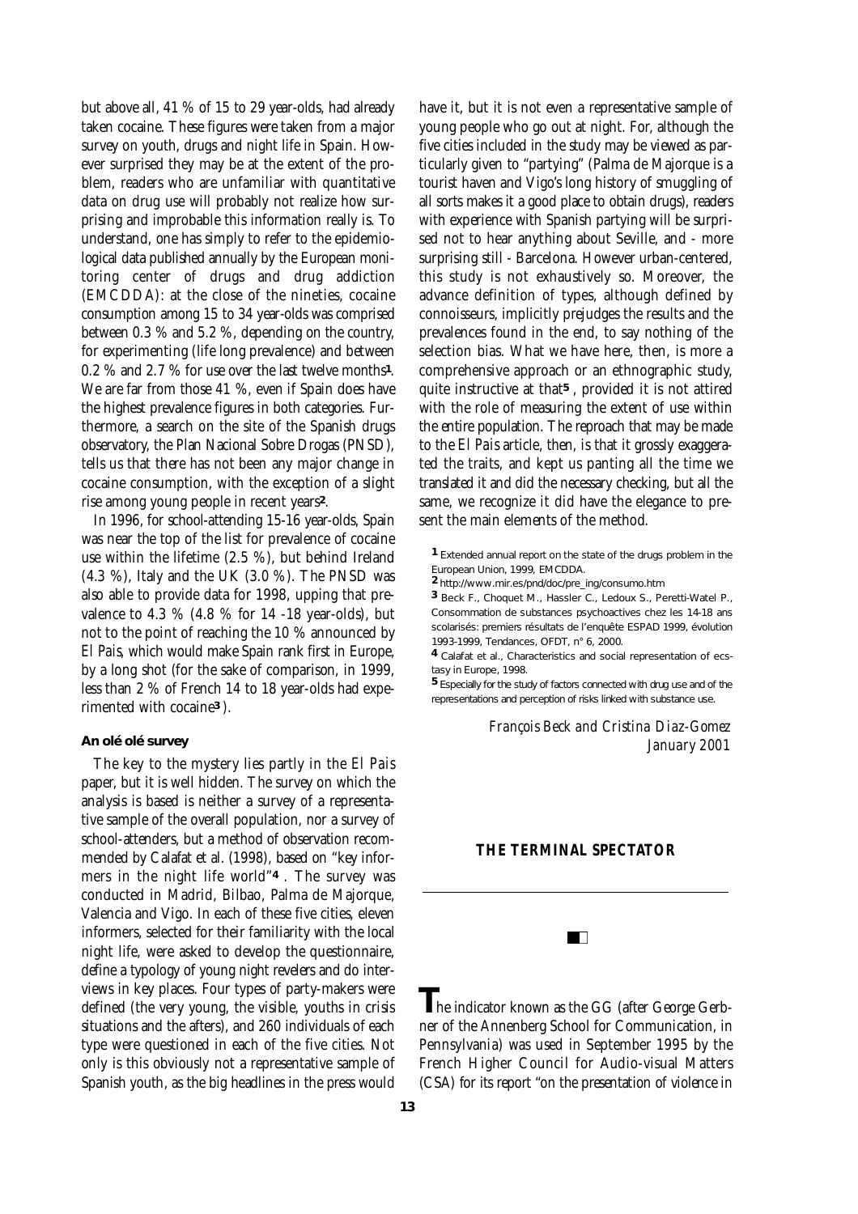but above all, 41 % of 15 to 29 year-olds, had already taken cocaine. These figures were taken from a major survey on youth, drugs and night life in Spain. However surprised they may be at the extent of the problem, readers who are unfamiliar with quantitative data on drug use will probably not realize how surprising and improbable this information really is. To understand, one has simply to refer to the epidemiological data published annually by the European monitoring center of drugs and drug addiction (EMCDDA): at the close of the nineties, cocaine consumption among 15 to 34 year-olds was comprised between 0.3 % and 5.2 %, depending on the country, for experimenting (life long prevalence) and between 0.2 % and 2.7 % for use over the last twelve months[1]. We are far from those 41 %, even if Spain does have the highest prevalence figures in both categories. Furthermore, a search on the site of the Spanish drugs observatory, the Plan Nacional Sobre Drogas (PNSD), tells us that there has not been any major change in cocaine consumption, with the exception of a slight rise among young people in recent years[2].

In 1996, for school-attending 15-16 year-olds, Spain was near the top of the list for prevalence of cocaine use within the lifetime (2.5 %), but behind Ireland (4.3 %), Italy and the UK (3.0 %). The PNSD was also able to provide data for 1998, upping that prevalence to 4.3 % (4.8 % for 14 -18 year-olds), but not to the point of reaching the 10 % announced by *El Pais*, which would make Spain rank first in Europe, by a long shot (for the sake of comparison, in 1999, less than 2 % of French 14 to 18 year-olds had experimented with cocaine[3]).

**An olé olé survey**

The key to the mystery lies partly in the *El Pais* paper, but it is well hidden. The survey on which the analysis is based is neither a survey of a representative sample of the overall population, nor a survey of school-attenders, but a method of observation recommended by Calafat et al. (1998), based on "key informers in the night life world"[4]. The survey was conducted in Madrid, Bilbao, Palma de Majorque, Valencia and Vigo. In each of these five cities, eleven informers, selected for their familiarity with the local night life, were asked to develop the questionnaire, define a typology of young night revelers and do interviews in key places. Four types of party-makers were defined (the very young, the visible, youths in crisis situations and the afters), and 260 individuals of each type were questioned in each of the five cities. Not only is this obviously not a representative sample of Spanish youth, as the big headlines in the press would have it, but it is not even a representative sample of young people who go out at night. For, although the five cities included in the study may be viewed as particularly given to "partying" (Palma de Majorque is a tourist haven and Vigo's long history of smuggling of all sorts makes it a good place to obtain drugs), readers with experience with Spanish partying will be surprised not to hear anything about Seville, and - more surprising still - Barcelona. However urban-centered, this study is not exhaustively so. Moreover, the advance definition of types, although defined by connoisseurs, implicitly prejudges the results and the prevalences found in the end, to say nothing of the selection bias. What we have here, then, is more a comprehensive approach or an ethnographic study, quite instructive at that[5], provided it is not attired with the role of measuring the extent of use within the entire population. The reproach that may be made to the *El Pais* article, then, is that it grossly exaggerated the traits, and kept us panting all the time we translated it and did the necessary checking, but all the same, we recognize it did have the elegance to present the main elements of the method.

[1] Extended annual report on the state of the drugs problem in the European Union, 1999, EMCDDA.

[2] http://www.mir.es/pnd/doc/pre_ing/consumo.htm

[3] Beck F., Choquet M., Hassler C., Ledoux S., Peretti-Watel P., Consommation de substances psychoactives chez les 14-18 ans scolarisés: premiers résultats de l'enquête ESPAD 1999, évolution 1993-1999, Tendances, OFDT, n° 6, 2000.

[4] Calafat et al., Characteristics and social representation of ecstasy in Europe, 1998.

[5] Especially for the study of factors connected with drug use and of the representations and perception of risks linked with substance use.

*François Beck and Cristina Diaz-Gomez*
*January 2001*

## THE TERMINAL SPECTATOR

The indicator known as the GG (after George Gerbner of the Annenberg School for Communication, in Pennsylvania) was used in September 1995 by the French Higher Council for Audio-visual Matters (CSA) for its report "on the presentation of violence in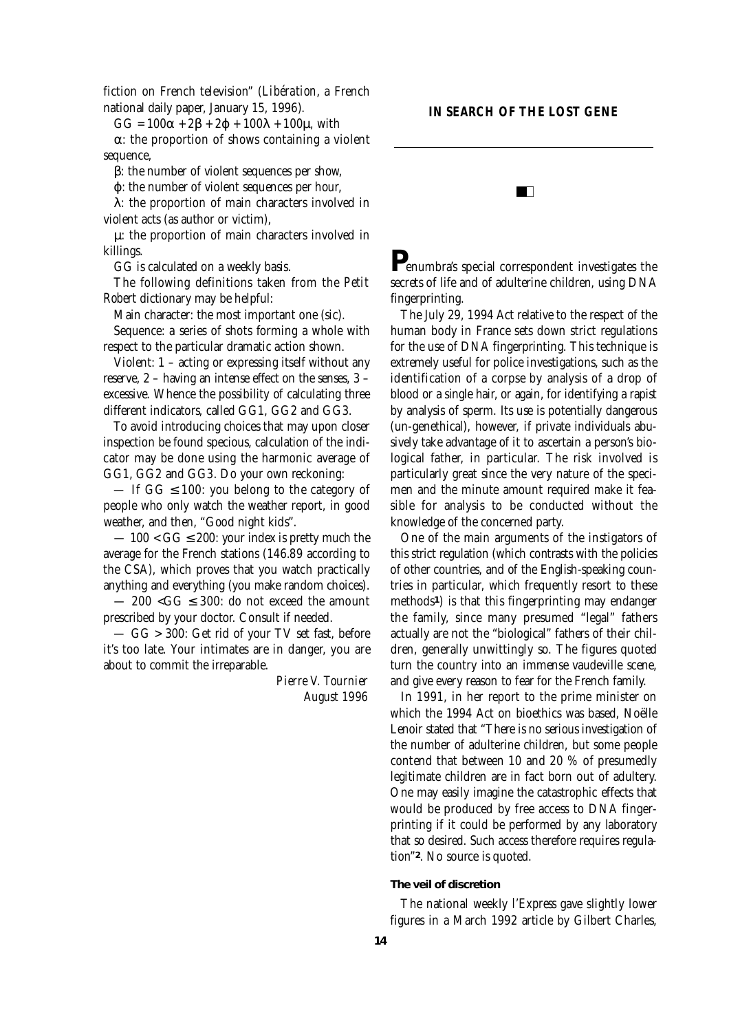fiction on French television" (*Libération*, a French national daily paper, January 15, 1996).

$GG = 100\alpha + 2\beta + 2\varphi + 100\lambda + 100\mu$, with

$\alpha$: the proportion of shows containing a violent sequence,

$\beta$: the number of violent sequences per show,

$\varphi$: the number of violent sequences per hour,

$\lambda$: the proportion of main characters involved in violent acts (as author or victim),

$\mu$: the proportion of main characters involved in killings.

GG is calculated on a weekly basis.

The following definitions taken from the *Petit Robert* dictionary may be helpful:

Main character: the most important one (sic).

Sequence: a series of shots forming a whole with respect to the particular dramatic action shown.

Violent: 1 – acting or expressing itself without any reserve, 2 – having an intense effect on the senses, 3 – excessive. Whence the possibility of calculating three different indicators, called GG1, GG2 and GG3.

To avoid introducing choices that may upon closer inspection be found specious, calculation of the indicator may be done using the harmonic average of GG1, GG2 and GG3. Do your own reckoning:

— If $GG \leq 100$: you belong to the category of people who only watch the weather report, in good weather, and then, "Good night kids".

— $100 < GG \leq 200$: your index is pretty much the average for the French stations (146.89 according to the CSA), which proves that you watch practically anything and everything (you make random choices).

— $200 < GG \leq 300$: do not exceed the amount prescribed by your doctor. Consult if needed.

— $GG > 300$: Get rid of your TV set fast, before it's too late. Your intimates are in danger, you are about to commit the irreparable.

*Pierre V. Tournier*
*August 1996*

## IN SEARCH OF THE LOST GENE

**P**enumbra's special correspondent investigates the secrets of life and of adulterine children, using DNA fingerprinting.

The July 29, 1994 Act relative to the respect of the human body in France sets down strict regulations for the use of DNA fingerprinting. This technique is extremely useful for police investigations, such as the identification of a corpse by analysis of a drop of blood or a single hair, or again, for identifying a rapist by analysis of sperm. Its use is potentially dangerous (un-genethical), however, if private individuals abusively take advantage of it to ascertain a person's biological father, in particular. The risk involved is particularly great since the very nature of the specimen and the minute amount required make it feasible for analysis to be conducted without the knowledge of the concerned party.

One of the main arguments of the instigators of this strict regulation (which contrasts with the policies of other countries, and of the English-speaking countries in particular, which frequently resort to these methods[1]) is that this fingerprinting may endanger the family, since many presumed "legal" fathers actually are not the "biological" fathers of their children, generally unwittingly so. The figures quoted turn the country into an immense vaudeville scene, and give every reason to fear for the French family.

In 1991, in her report to the prime minister on which the 1994 Act on bioethics was based, Noëlle Lenoir stated that "There is no serious investigation of the number of adulterine children, but some people contend that between 10 and 20 % of presumedly legitimate children are in fact born out of adultery. One may easily imagine the catastrophic effects that would be produced by free access to DNA fingerprinting if it could be performed by any laboratory that so desired. Such access therefore requires regulation"[2]. No source is quoted.

### The veil of discretion

The national weekly *l'Express* gave slightly lower figures in a March 1992 article by Gilbert Charles,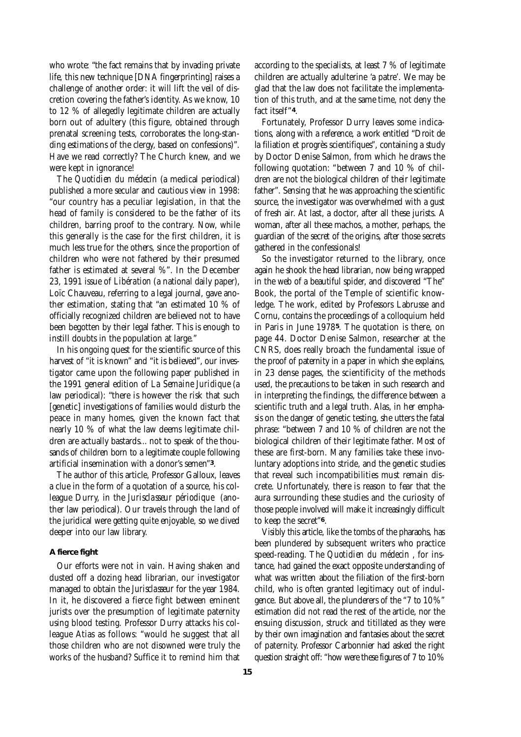who wrote: "the fact remains that by invading private life, this new technique [DNA fingerprinting] raises a challenge of another order: it will lift the veil of discretion covering the father's identity. As we know, 10 to 12 % of allegedly legitimate children are actually born out of adultery (this figure, obtained through prenatal screening tests, corroborates the long-standing estimations of the clergy, based on confessions)". Have we read correctly? The Church knew, and we were kept in ignorance!

The *Quotidien du médecin* (a medical periodical) published a more secular and cautious view in 1998: "our country has a peculiar legislation, in that the head of family is considered to be the father of its children, barring proof to the contrary. Now, while this generally is the case for the first children, it is much less true for the others, since the proportion of children who were not fathered by their presumed father is estimated at several %". In the December 23, 1991 issue of *Libération* (a national daily paper), Loïc Chauveau, referring to a legal journal, gave another estimation, stating that "an estimated 10 % of officially recognized children are believed not to have been begotten by their legal father. This is enough to instill doubts in the population at large."

In his ongoing quest for the scientific source of this harvest of "it is known" and "it is believed", our investigator came upon the following paper published in the 1991 general edition of *La Semaine Juridique* (a law periodical): "there is however the risk that such [genetic] investigations of families would disturb the peace in many homes, given the known fact that nearly 10 % of what the law deems legitimate children are actually bastards... not to speak of the thousands of children born to a legitimate couple following artificial insemination with a donor's semen"**3**.

The author of this article, Professor Galloux, leaves a clue in the form of a quotation of a source, his colleague Durry, in the *Jurisclasseur périodique* (another law periodical). Our travels through the land of the juridical were getting quite enjoyable, so we dived deeper into our law library.

### A fierce fight

Our efforts were not in vain. Having shaken and dusted off a dozing head librarian, our investigator managed to obtain the *Jurisclasseur* for the year 1984. In it, he discovered a fierce fight between eminent jurists over the presumption of legitimate paternity using blood testing. Professor Durry attacks his colleague Atias as follows: "would he suggest that all those children who are not disowned were truly the works of the husband? Suffice it to remind him that according to the specialists, at least 7 % of legitimate children are actually adulterine 'a patre'. We may be glad that the law does not facilitate the implementation of this truth, and at the same time, not deny the fact itself"**4**.

Fortunately, Professor Durry leaves some indications, along with a reference, a work entitled "Droit de la filiation et progrès scientifiques", containing a study by Doctor Denise Salmon, from which he draws the following quotation: "between 7 and 10 % of children are not the biological children of their legitimate father". Sensing that he was approaching the scientific source, the investigator was overwhelmed with a gust of fresh air. At last, a doctor, after all these jurists. A woman, after all these machos, a mother, perhaps, the guardian of the secret of the origins, after those secrets gathered in the confessionals!

So the investigator returned to the library, once again he shook the head librarian, now being wrapped in the web of a beautiful spider, and discovered "The" Book, the portal of the Temple of scientific knowledge. The work, edited by Professors Labrusse and Cornu, contains the proceedings of a colloquium held in Paris in June 1978**5**. The quotation is there, on page 44. Doctor Denise Salmon, researcher at the CNRS, does really broach the fundamental issue of the proof of paternity in a paper in which she explains, in 23 dense pages, the scientificity of the methods used, the precautions to be taken in such research and in interpreting the findings, the difference between a scientific truth and a legal truth. Alas, in her emphasis on the danger of genetic testing, she utters the fatal phrase: "between 7 and 10 % of children are not the biological children of their legitimate father. Most of these are first-born. Many families take these involuntary adoptions into stride, and the genetic studies that reveal such incompatibilities must remain discrete. Unfortunately, there is reason to fear that the aura surrounding these studies and the curiosity of those people involved will make it increasingly difficult to keep the secret"**6**.

Visibly this article, like the tombs of the pharaohs, has been plundered by subsequent writers who practice speed-reading. The *Quotidien du médecin* , for instance, had gained the exact opposite understanding of what was written about the filiation of the first-born child, who is often granted legitimacy out of indulgence. But above all, the plunderers of the "7 to 10%" estimation did not read the rest of the article, nor the ensuing discussion, struck and titillated as they were by their own imagination and fantasies about the secret of paternity. Professor Carbonnier had asked the right question straight off: "how were these figures of 7 to 10%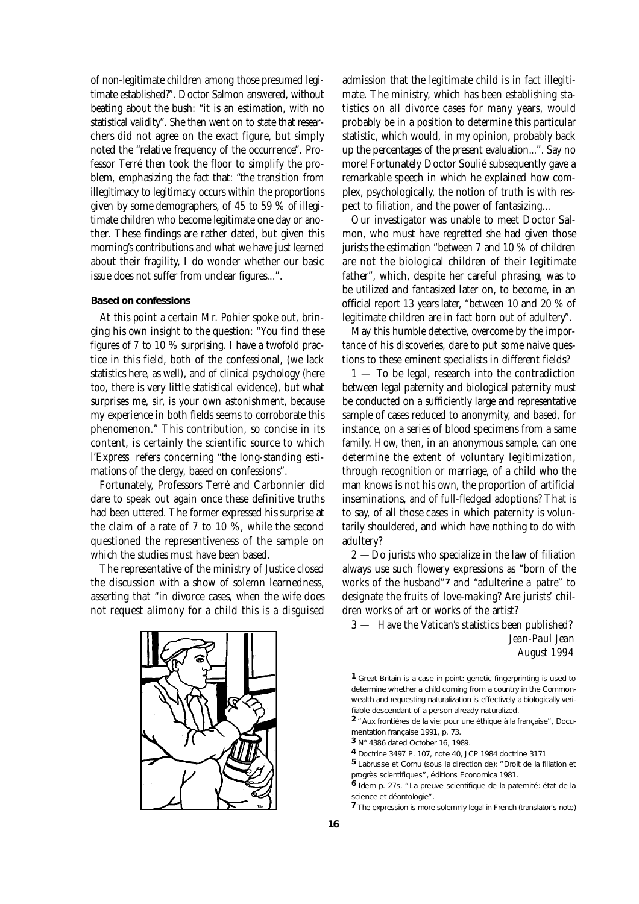of non-legitimate children among those presumed legitimate established?". Doctor Salmon answered, without beating about the bush: "it is an estimation, with no statistical validity". She then went on to state that researchers did not agree on the exact figure, but simply noted the "relative frequency of the occurrence". Professor Terré then took the floor to simplify the problem, emphasizing the fact that: "the transition from illegitimacy to legitimacy occurs within the proportions given by some demographers, of 45 to 59 % of illegitimate children who become legitimate one day or another. These findings are rather dated, but given this morning's contributions and what we have just learned about their fragility, I do wonder whether our basic issue does not suffer from unclear figures...".

### Based on confessions

At this point a certain Mr. Pohier spoke out, bringing his own insight to the question: "You find these figures of 7 to 10 % surprising. I have a twofold practice in this field, both of the confessional, (we lack statistics here, as well), and of clinical psychology (here too, there is very little statistical evidence), but what surprises me, sir, is your own astonishment, because my experience in both fields seems to corroborate this phenomenon." This contribution, so concise in its content, is certainly the scientific source to which *l'Express* refers concerning "the long-standing estimations of the clergy, based on confessions".

Fortunately, Professors Terré and Carbonnier did dare to speak out again once these definitive truths had been uttered. The former expressed his surprise at the claim of a rate of 7 to 10 %, while the second questioned the representiveness of the sample on which the studies must have been based.

The representative of the ministry of Justice closed the discussion with a show of solemn learnedness, asserting that "in divorce cases, when the wife does not request alimony for a child this is a disguised admission that the legitimate child is in fact illegitimate. The ministry, which has been establishing statistics on all divorce cases for many years, would probably be in a position to determine this particular statistic, which would, in my opinion, probably back up the percentages of the present evaluation...". Say no more! Fortunately Doctor Soulié subsequently gave a remarkable speech in which he explained how complex, psychologically, the notion of truth is with respect to filiation, and the power of fantasizing...

Our investigator was unable to meet Doctor Salmon, who must have regretted she had given those jurists the estimation "between 7 and 10 % of children are not the biological children of their legitimate father", which, despite her careful phrasing, was to be utilized and fantasized later on, to become, in an official report 13 years later, "between 10 and 20 % of legitimate children are in fact born out of adultery".

May this humble detective, overcome by the importance of his discoveries, dare to put some naive questions to these eminent specialists in different fields?

1 — To be legal, research into the contradiction between legal paternity and biological paternity must be conducted on a sufficiently large and representative sample of cases reduced to anonymity, and based, for instance, on a series of blood specimens from a same family. How, then, in an anonymous sample, can one determine the extent of voluntary legitimization, through recognition or marriage, of a child who the man knows is not his own, the proportion of artificial inseminations, and of full-fledged adoptions? That is to say, of all those cases in which paternity is voluntarily shouldered, and which have nothing to do with adultery?

2 — Do jurists who specialize in the law of filiation always use such flowery expressions as "born of the works of the husband"[7] and "adulterine *a patre*" to designate the fruits of love-making? Are jurists' children works of art or works of the artist?

3 — Have the Vatican's statistics been published?

*Jean-Paul Jean*
*August 1994*

---

[1] Great Britain is a case in point: genetic fingerprinting is used to determine whether a child coming from a country in the Commonwealth and requesting naturalization is effectively a biologically verifiable descendant of a person already naturalized.

[2] "Aux frontières de la vie: pour une éthique à la française", Documentation française 1991, p. 73.

[3] N° 4386 dated October 16, 1989.

[4] Doctrine 3497 P. 107, note 40, JCP 1984 doctrine 3171

[5] Labrusse et Cornu (sous la direction de): "Droit de la filiation et progrès scientifiques", éditions Economica 1981.

[6] Idem p. 27s. "La preuve scientifique de la paternité: état de la science et déontologie".

[7] The expression is more solemnly legal in French (translator's note)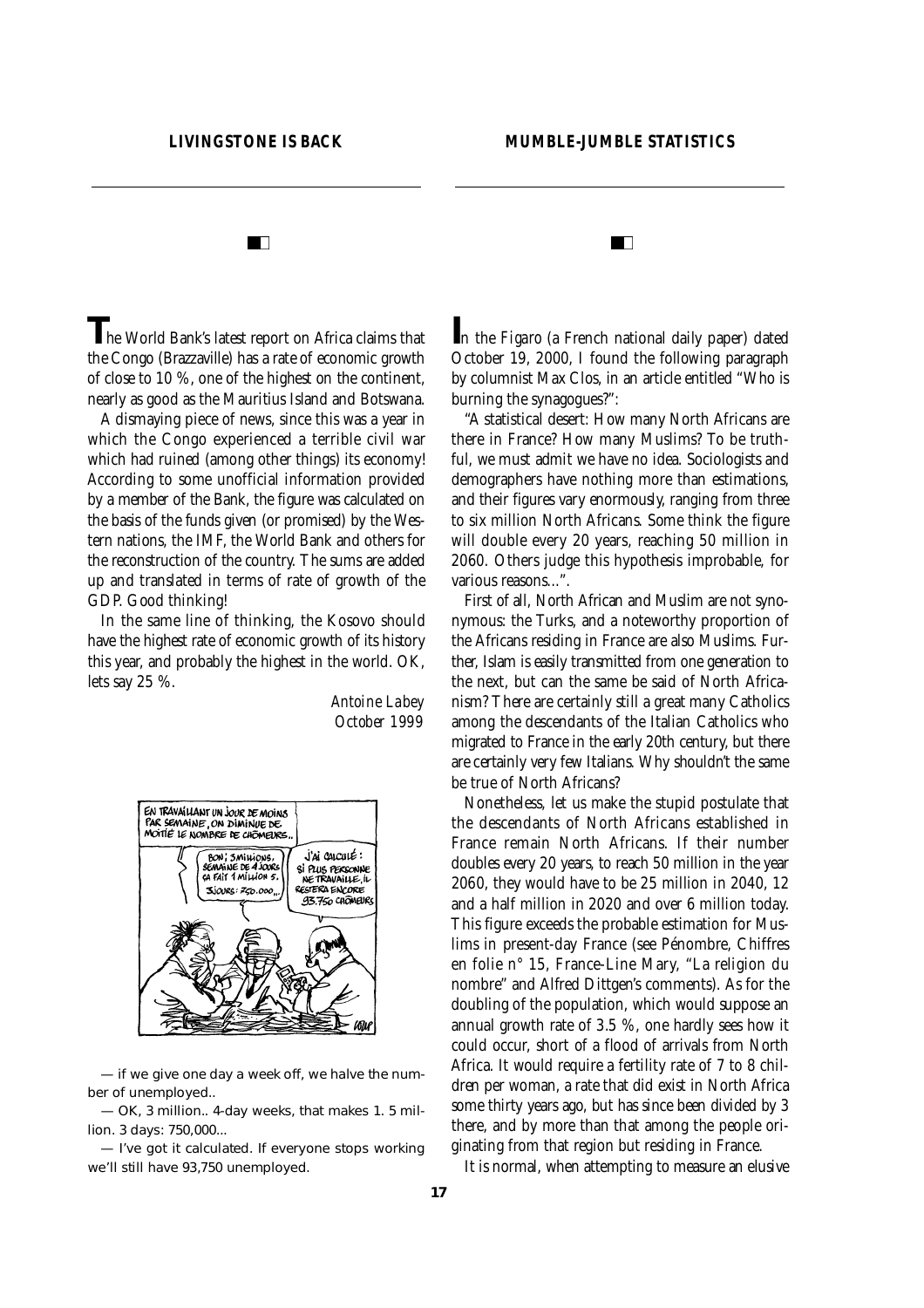## LIVINGSTONE IS BACK

The World Bank's latest report on Africa claims that the Congo (Brazzaville) has a rate of economic growth of close to 10 %, one of the highest on the continent, nearly as good as the Mauritius Island and Botswana.

A dismaying piece of news, since this was a year in which the Congo experienced a terrible civil war which had ruined (among other things) its economy! According to some unofficial information provided by a member of the Bank, the figure was calculated on the basis of the funds given (or promised) by the Western nations, the IMF, the World Bank and others for the reconstruction of the country. The sums are added up and translated in terms of rate of growth of the GDP. Good thinking!

In the same line of thinking, the Kosovo should have the highest rate of economic growth of its history this year, and probably the highest in the world. OK, lets say 25 %.

*Antoine Labey*
*October 1999*

— if we give one day a week off, we halve the number of unemployed..

— OK, 3 million.. 4-day weeks, that makes 1. 5 million. 3 days: 750,000...

— I've got it calculated. If everyone stops working we'll still have 93,750 unemployed.

## MUMBLE-JUMBLE STATISTICS

In the *Figaro* (a French national daily paper) dated October 19, 2000, I found the following paragraph by columnist Max Clos, in an article entitled "Who is burning the synagogues?":

"A statistical desert: How many North Africans are there in France? How many Muslims? To be truthful, we must admit we have no idea. Sociologists and demographers have nothing more than estimations, and their figures vary enormously, ranging from three to six million North Africans. Some think the figure will double every 20 years, reaching 50 million in 2060. Others judge this hypothesis improbable, for various reasons...".

First of all, North African and Muslim are not synonymous: the Turks, and a noteworthy proportion of the Africans residing in France are also Muslims. Further, Islam is easily transmitted from one generation to the next, but can the same be said of North Africanism? There are certainly still a great many Catholics among the descendants of the Italian Catholics who migrated to France in the early 20th century, but there are certainly very few Italians. Why shouldn't the same be true of North Africans?

Nonetheless, let us make the stupid postulate that the descendants of North Africans established in France remain North Africans. If their number doubles every 20 years, to reach 50 million in the year 2060, they would have to be 25 million in 2040, 12 and a half million in 2020 and over 6 million today. This figure exceeds the probable estimation for Muslims in present-day France (see Pénombre, Chiffres en folie n° 15, France-Line Mary, "La religion du nombre" and Alfred Dittgen's comments). As for the doubling of the population, which would suppose an annual growth rate of 3.5 %, one hardly sees how it could occur, short of a flood of arrivals from North Africa. It would require a fertility rate of 7 to 8 children per woman, a rate that did exist in North Africa some thirty years ago, but has since been divided by 3 there, and by more than that among the people originating from that region but residing in France.

It is normal, when attempting to measure an elusive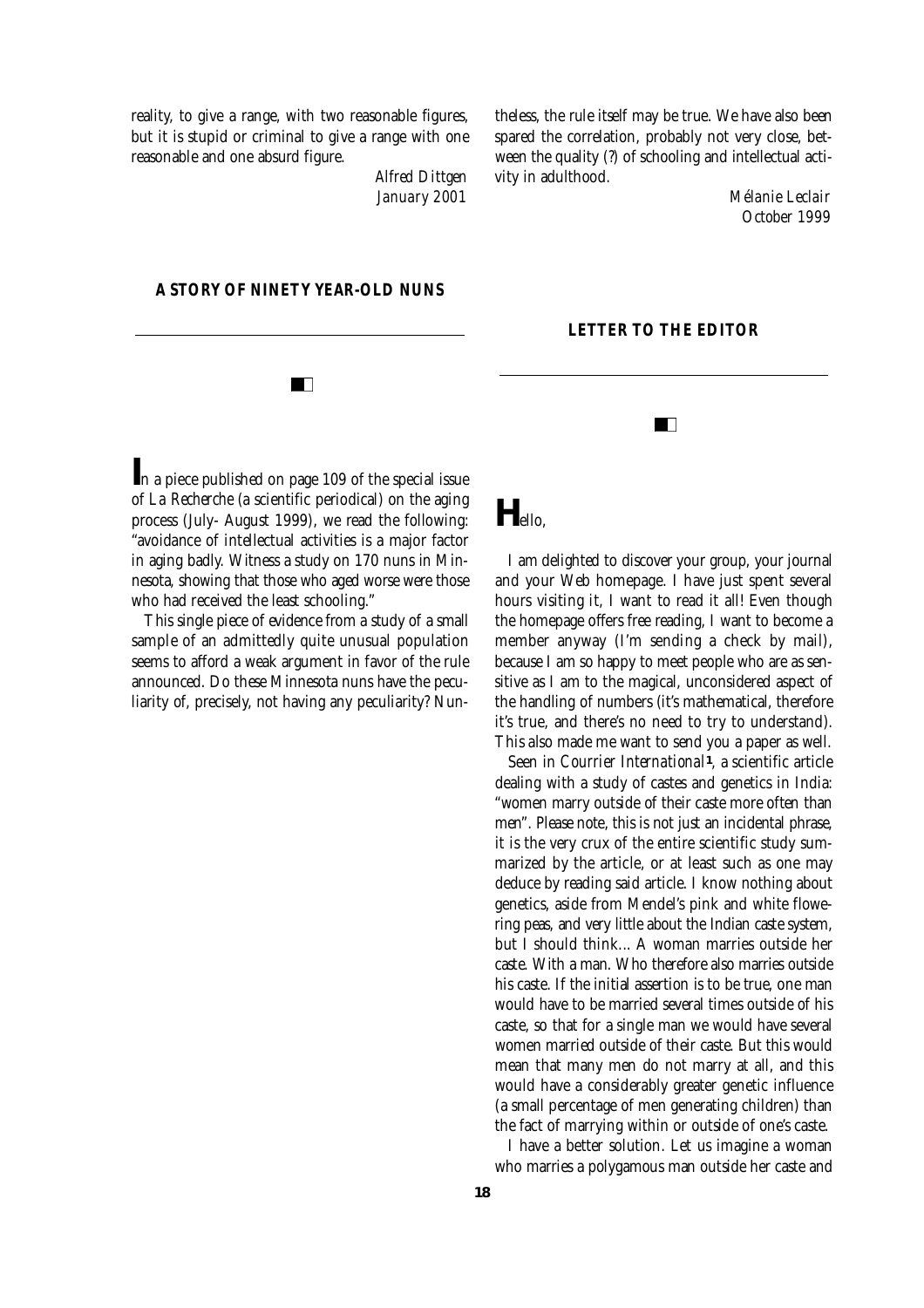reality, to give a range, with two reasonable figures, but it is stupid or criminal to give a range with one reasonable and one absurd figure.

*Alfred Dittgen*
*January 2001*

## A STORY OF NINETY YEAR-OLD NUNS

In a piece published on page 109 of the special issue of *La Recherche* (a scientific periodical) on the aging process (July- August 1999), we read the following: "avoidance of intellectual activities is a major factor in aging badly. Witness a study on 170 nuns in Minnesota, showing that those who aged worse were those who had received the least schooling."

This single piece of evidence from a study of a small sample of an admittedly quite unusual population seems to afford a weak argument in favor of the rule announced. Do these Minnesota nuns have the peculiarity of, precisely, not having any peculiarity? Nontheless, the rule itself may be true. We have also been spared the correlation, probably not very close, between the quality (?) of schooling and intellectual activity in adulthood.

*Mélanie Leclair*
*October 1999*

## LETTER TO THE EDITOR

Hello,

I am delighted to discover your group, your journal and your Web homepage. I have just spent several hours visiting it, I want to read it all! Even though the homepage offers free reading, I want to become a member anyway (I'm sending a check by mail), because I am so happy to meet people who are as sensitive as I am to the magical, unconsidered aspect of the handling of numbers (it's mathematical, therefore it's true, and there's no need to try to understand). This also made me want to send you a paper as well.

Seen in *Courrier International*[1], a scientific article dealing with a study of castes and genetics in India: "women marry outside of their caste more often than men". Please note, this is not just an incidental phrase, it is the very crux of the entire scientific study summarized by the article, or at least such as one may deduce by reading said article. I know nothing about genetics, aside from Mendel's pink and white flowering peas, and very little about the Indian caste system, but I should think... A woman marries outside her caste. With a man. Who therefore also marries outside his caste. If the initial assertion is to be true, one man would have to be married several times outside of his caste, so that for a single man we would have several women married outside of their caste. But this would mean that many men do not marry at all, and this would have a considerably greater genetic influence (a small percentage of men generating children) than the fact of marrying within or outside of one's caste.

I have a better solution. Let us imagine a woman who marries a polygamous man outside her caste and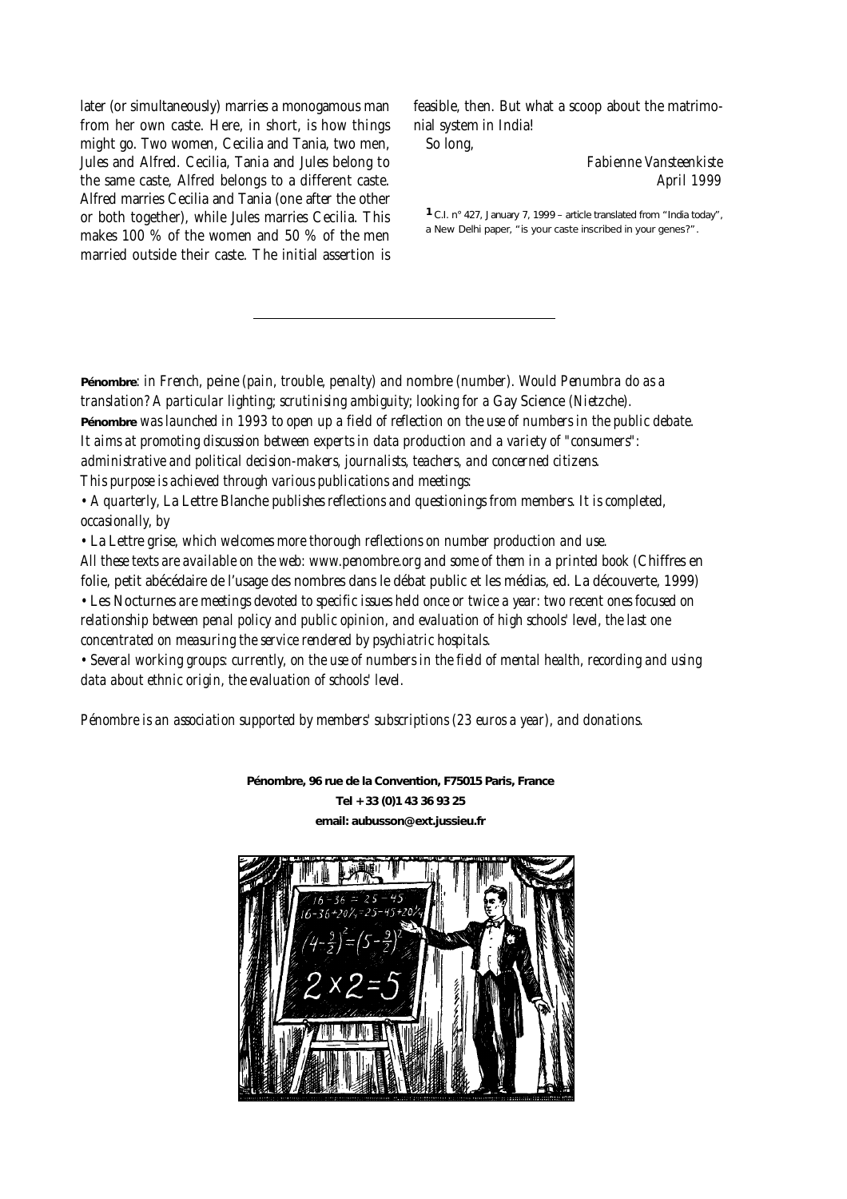later (or simultaneously) marries a monogamous man from her own caste. Here, in short, is how things might go. Two women, Cecilia and Tania, two men, Jules and Alfred. Cecilia, Tania and Jules belong to the same caste, Alfred belongs to a different caste. Alfred marries Cecilia and Tania (one after the other or both together), while Jules marries Cecilia. This makes 100 % of the women and 50 % of the men married outside their caste. The initial assertion is feasible, then. But what a scoop about the matrimonial system in India!

So long,

*Fabienne Vansteenkiste*
*April 1999*

[1] C.I. n° 427, January 7, 1999 – article translated from "India today", a New Delhi paper, "is your caste inscribed in your genes?".

---

**Pénombre**: *in French,* peine *(pain, trouble, penalty) and* nombre *(number). Would Penumbra do as a translation? A particular lighting; scrutinising ambiguity; looking for a* Gay Science *(Nietzche).*

**Pénombre** *was launched in 1993 to open up a field of reflection on the use of numbers in the public debate. It aims at promoting discussion between experts in data production and a variety of "consumers": administrative and political decision-makers, journalists, teachers, and concerned citizens.*

*This purpose is achieved through various publications and meetings:*

- *A quarterly,* La Lettre Blanche *publishes reflections and questionings from members. It is completed, occasionally, by*
- La Lettre grise*, which welcomes more thorough reflections on number production and use.*

*All these texts are available on the web: www.penombre.org and some of them in a printed book (*Chiffres en folie, petit abécédaire de l'usage des nombres dans le débat public et les médias, ed. La découverte, 1999*)*

- Les Nocturnes *are meetings devoted to specific issues held once or twice a year: two recent ones focused on relationship between penal policy and public opinion, and evaluation of high schools' level, the last one concentrated on measuring the service rendered by psychiatric hospitals.*
- *Several working groups: currently, on the use of numbers in the field of mental health, recording and using data about ethnic origin, the evaluation of schools' level.*

*Pénombre is an association supported by members' subscriptions (23 euros a year), and donations.*

**Pénombre, 96 rue de la Convention, F75015 Paris, France**
**Tel + 33 (0)1 43 36 93 25**
**email: aubusson@ext.jussieu.fr**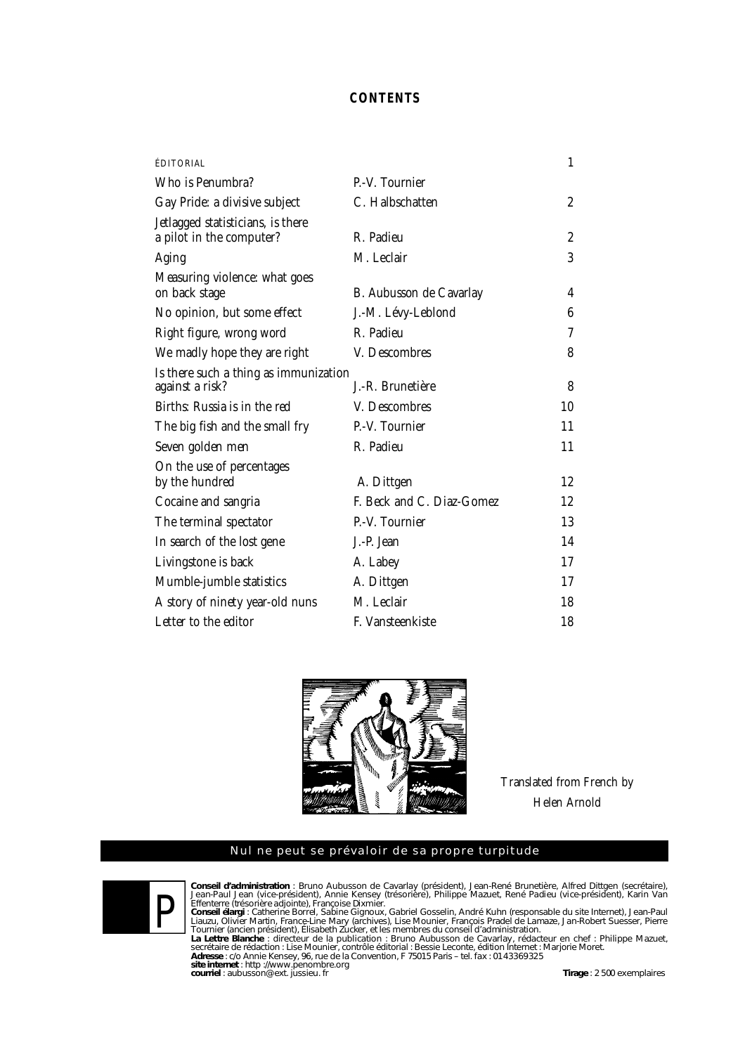# CONTENTS

| | | |
|---|---|---|
| ÉDITORIAL | | 1 |
| Who is Penumbra? | P.-V. Tournier | |
| Gay Pride: a divisive subject | C. Halbschatten | 2 |
| Jetlagged statisticians, is there a pilot in the computer? | R. Padieu | 2 |
| Aging | M. Leclair | 3 |
| Measuring violence: what goes on back stage | B. Aubusson de Cavarlay | 4 |
| No opinion, but some effect | J.-M. Lévy-Leblond | 6 |
| Right figure, wrong word | R. Padieu | 7 |
| We madly hope they are right | V. Descombres | 8 |
| Is there such a thing as immunization against a risk? | J.-R. Brunetière | 8 |
| Births: Russia is in the red | V. Descombres | 10 |
| The big fish and the small fry | P.-V. Tournier | 11 |
| Seven golden men | R. Padieu | 11 |
| On the use of percentages by the hundred | A. Dittgen | 12 |
| Cocaine and sangria | F. Beck and C. Diaz-Gomez | 12 |
| The terminal spectator | P.-V. Tournier | 13 |
| In search of the lost gene | J.-P. Jean | 14 |
| Livingstone is back | A. Labey | 17 |
| Mumble-jumble statistics | A. Dittgen | 17 |
| A story of ninety year-old nuns | M. Leclair | 18 |
| Letter to the editor | F. Vansteenkiste | 18 |

*Translated from French by Helen Arnold*

Nul ne peut se prévaloir de sa propre turpitude

P

**Conseil d'administration** : Bruno Aubusson de Cavarlay (président), Jean-René Brunetière, Alfred Dittgen (secrétaire), Jean-Paul Jean (vice-président), Annie Kensey (trésorière), Philippe Mazuet, René Padieu (vice-président), Karin Van Effenterre (trésorière adjointe), Françoise Dixmier.
**Conseil élargi** : Catherine Borrel, Sabine Gignoux, Gabriel Gosselin, André Kuhn (responsable du site Internet), Jean-Paul Liauzu, Olivier Martin, France-Line Mary (archives), Lise Mounier, François Pradel de Lamaze, Jan-Robert Suesser, Pierre Tournier (ancien président), Élisabeth Zucker, et les membres du conseil d'administration.
**La Lettre Blanche** : directeur de la publication : Bruno Aubusson de Cavarlay, rédacteur en chef : Philippe Mazuet, secrétaire de rédaction : Lise Mounier, contrôle éditorial : Bessie Leconte, édition Internet : Marjorie Moret.
**Adresse** : c/o Annie Kensey, 96, rue de la Convention, F 75015 Paris – tel. fax : 0143369325
**site internet** : http ://www.penombre.org
**courriel** : aubusson@ext. jussieu. fr

**Tirage** : 2 500 exemplaires